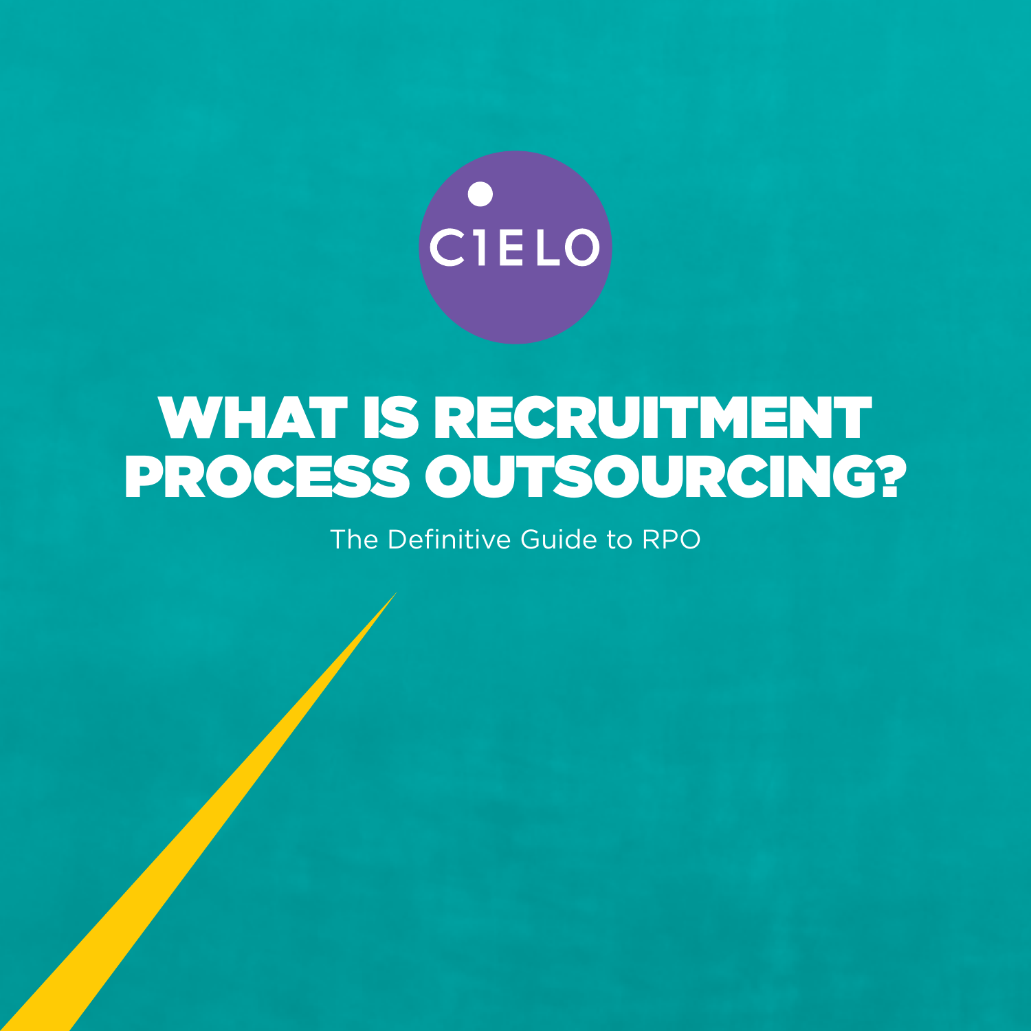CIELO

# WHAT IS RECRUITMENT PROCESS OUTSOURCING?

The Definitive Guide to RPO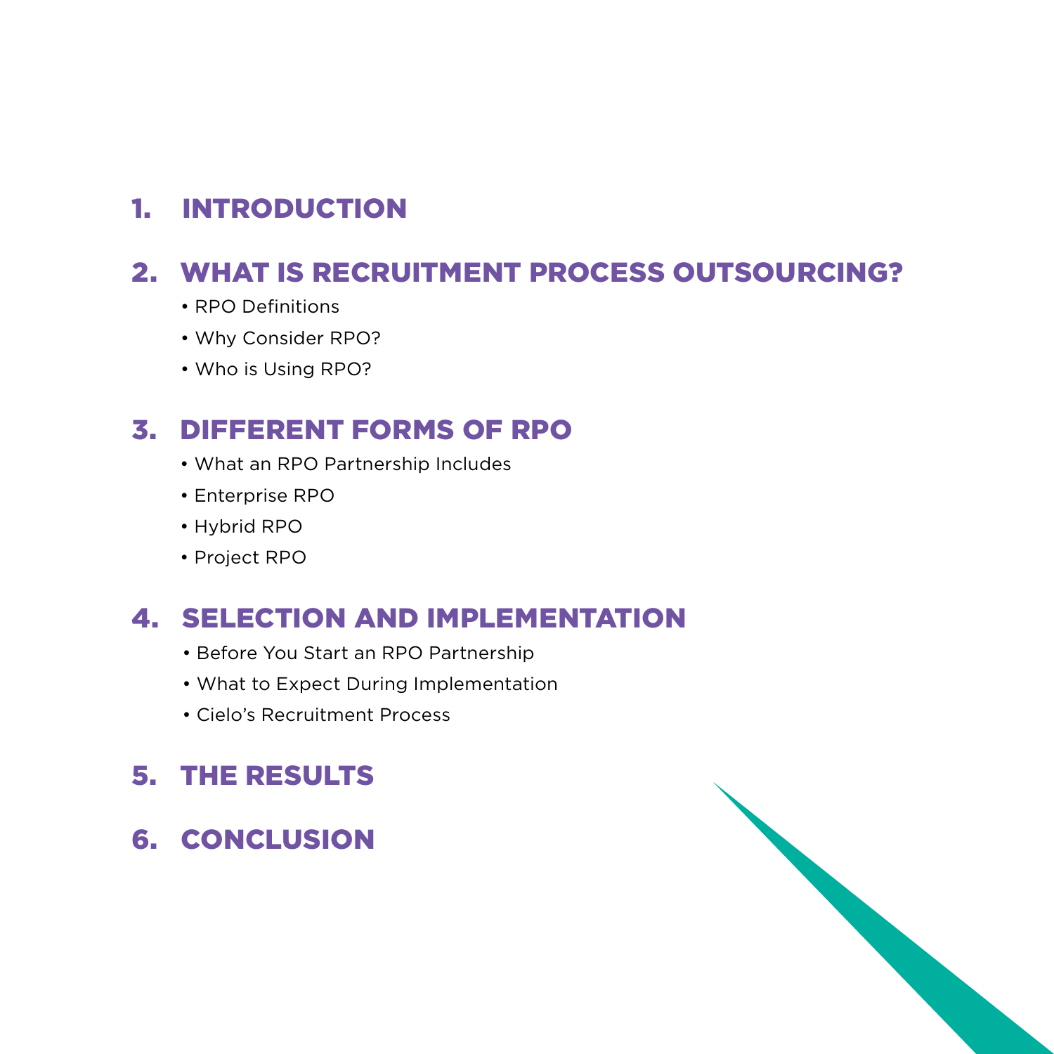## 1. INTRODUCTION

## 2. WHAT IS RECRUITMENT PROCESS OUTSOURCING?

- RPO Definitions
- Why Consider RPO?
- Who is Using RPO?

## 3. DIFFERENT FORMS OF RPO

- What an RPO Partnership Includes
- Enterprise RPO
- Hybrid RPO
- Project RPO

## 4. SELECTION AND IMPLEMENTATION

- Before You Start an RPO Partnership
- What to Expect During Implementation
- Cielo's Recruitment Process

## 5. THE RESULTS

## 6. CONCLUSION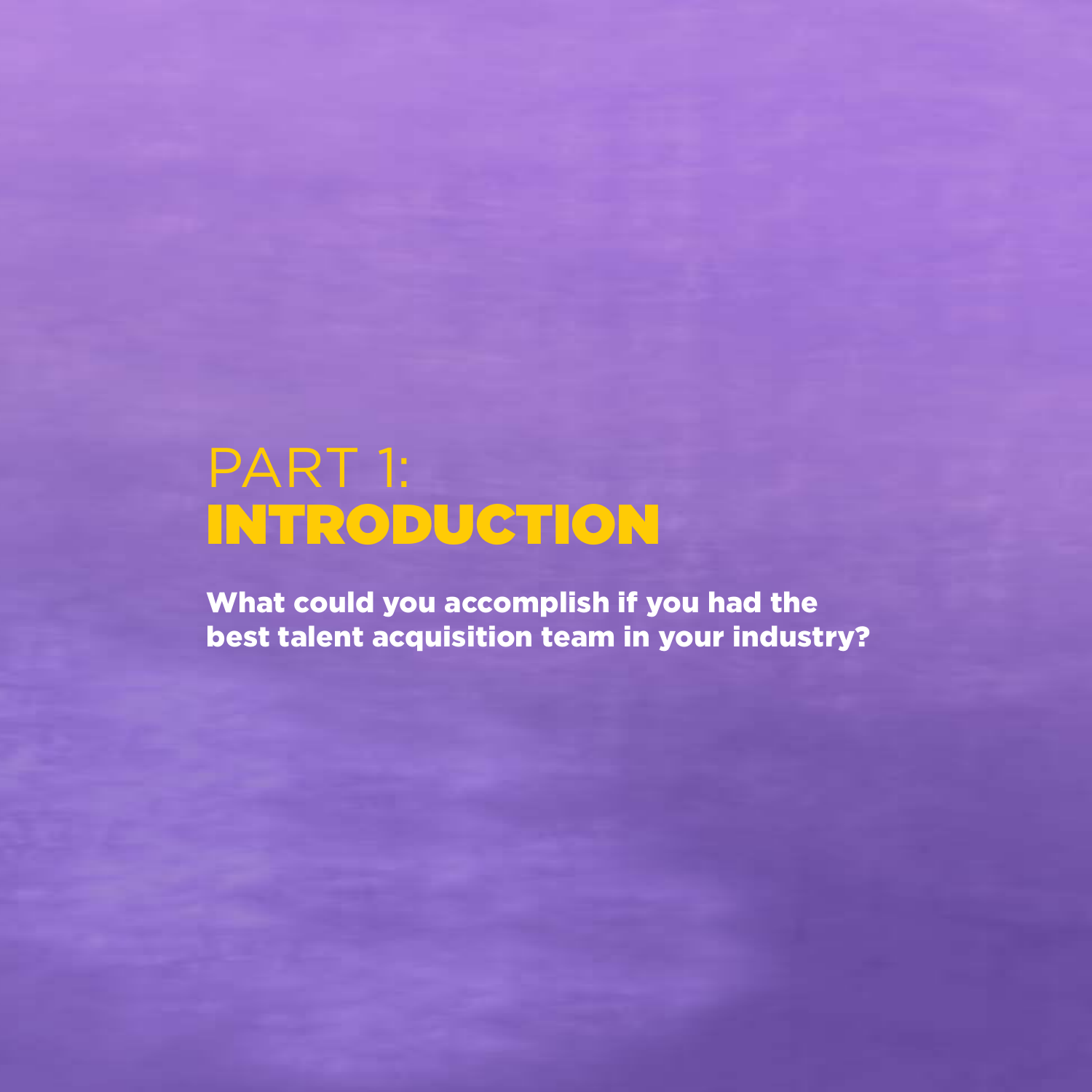# PART 1: INTRODUCTION

**What could you accomplish if you had the best talent acquisition team in your industry?**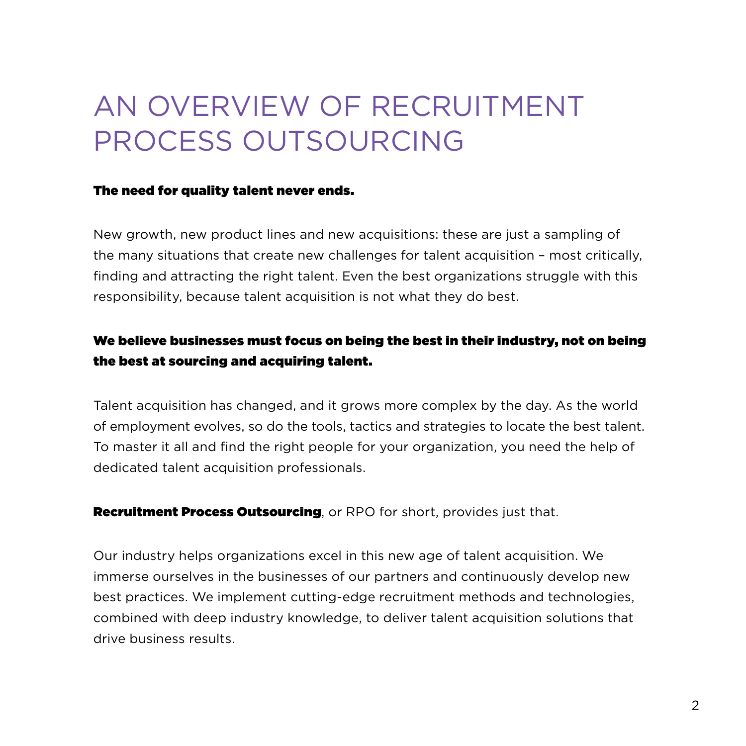# AN OVERVIEW OF RECRUITMENT PROCESS OUTSOURCING

**The need for quality talent never ends.**

New growth, new product lines and new acquisitions: these are just a sampling of the many situations that create new challenges for talent acquisition – most critically, finding and attracting the right talent. Even the best organizations struggle with this responsibility, because talent acquisition is not what they do best.

**We believe businesses must focus on being the best in their industry, not on being the best at sourcing and acquiring talent.**

Talent acquisition has changed, and it grows more complex by the day. As the world of employment evolves, so do the tools, tactics and strategies to locate the best talent. To master it all and find the right people for your organization, you need the help of dedicated talent acquisition professionals.

**Recruitment Process Outsourcing**, or RPO for short, provides just that.

Our industry helps organizations excel in this new age of talent acquisition. We immerse ourselves in the businesses of our partners and continuously develop new best practices. We implement cutting-edge recruitment methods and technologies, combined with deep industry knowledge, to deliver talent acquisition solutions that drive business results.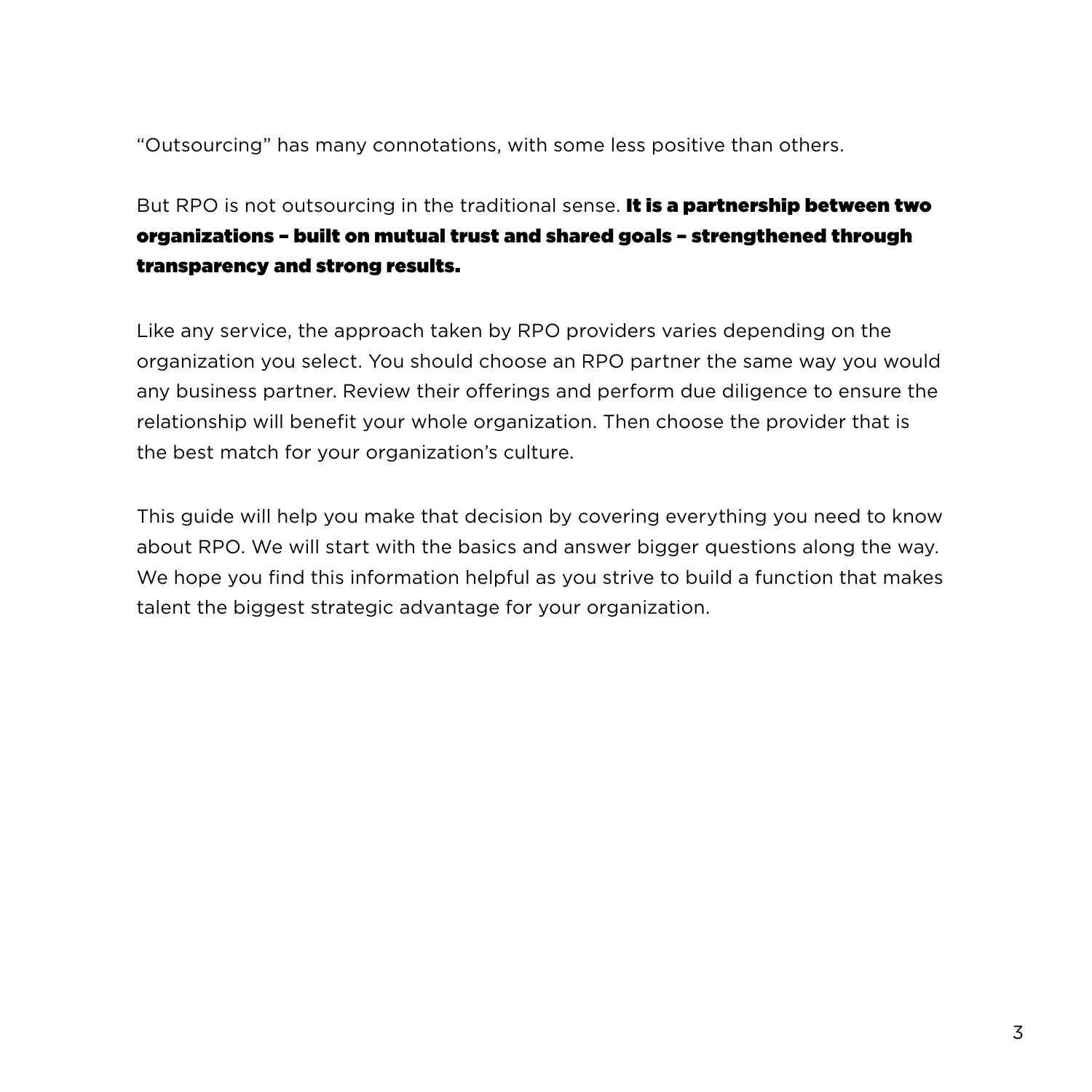"Outsourcing" has many connotations, with some less positive than others.

But RPO is not outsourcing in the traditional sense. **It is a partnership between two organizations – built on mutual trust and shared goals – strengthened through transparency and strong results.**

Like any service, the approach taken by RPO providers varies depending on the organization you select. You should choose an RPO partner the same way you would any business partner. Review their offerings and perform due diligence to ensure the relationship will benefit your whole organization. Then choose the provider that is the best match for your organization's culture.

This guide will help you make that decision by covering everything you need to know about RPO. We will start with the basics and answer bigger questions along the way. We hope you find this information helpful as you strive to build a function that makes talent the biggest strategic advantage for your organization.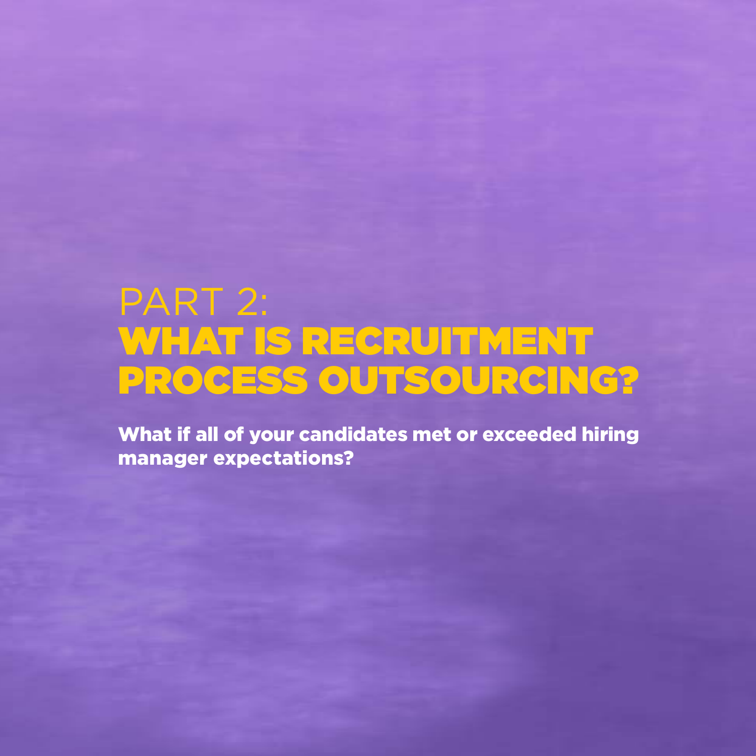# PART 2: WHAT IS RECRUITMENT PROCESS OUTSOURCING?

**What if all of your candidates met or exceeded hiring manager expectations?**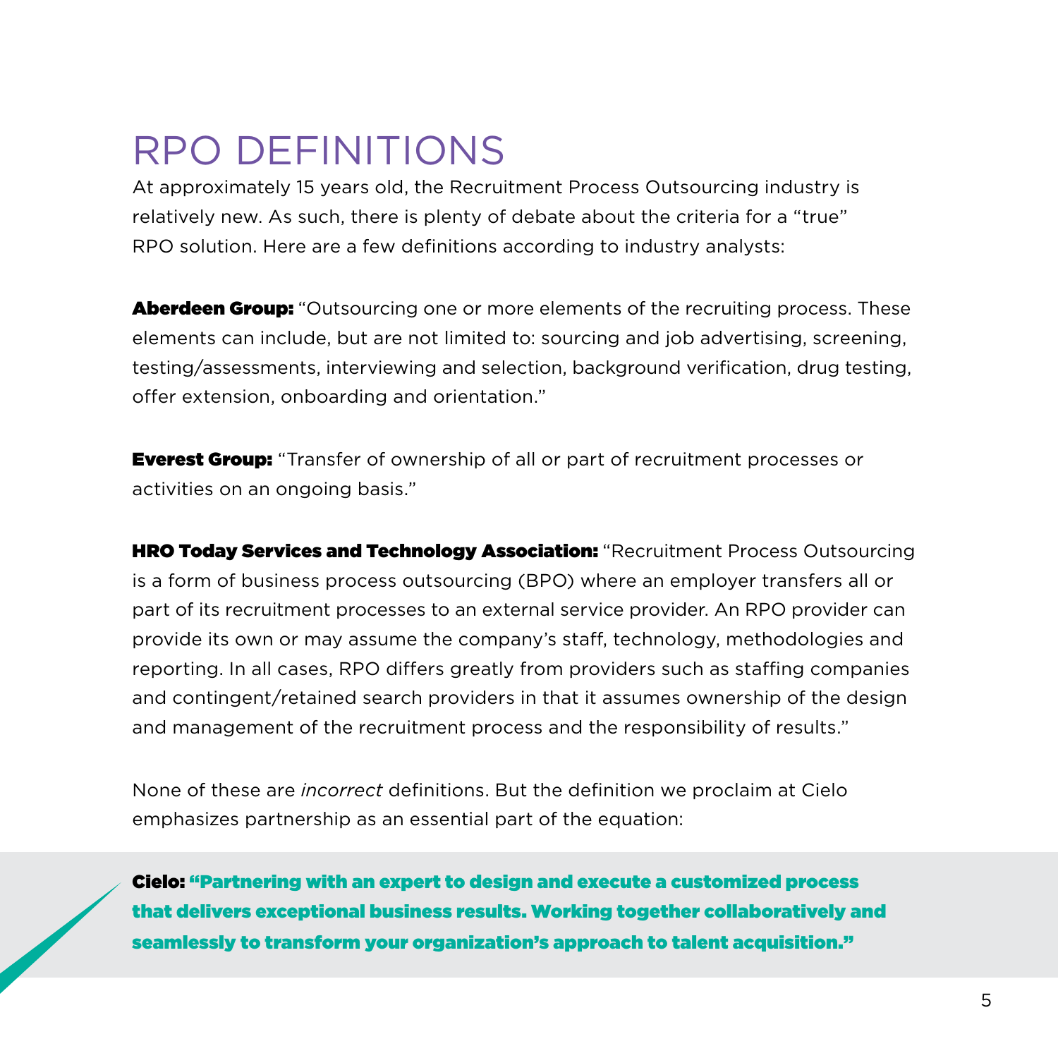# RPO DEFINITIONS

At approximately 15 years old, the Recruitment Process Outsourcing industry is relatively new. As such, there is plenty of debate about the criteria for a "true" RPO solution. Here are a few definitions according to industry analysts:

**Aberdeen Group:** "Outsourcing one or more elements of the recruiting process. These elements can include, but are not limited to: sourcing and job advertising, screening, testing/assessments, interviewing and selection, background verification, drug testing, offer extension, onboarding and orientation."

**Everest Group:** "Transfer of ownership of all or part of recruitment processes or activities on an ongoing basis."

**HRO Today Services and Technology Association:** "Recruitment Process Outsourcing is a form of business process outsourcing (BPO) where an employer transfers all or part of its recruitment processes to an external service provider. An RPO provider can provide its own or may assume the company's staff, technology, methodologies and reporting. In all cases, RPO differs greatly from providers such as staffing companies and contingent/retained search providers in that it assumes ownership of the design and management of the recruitment process and the responsibility of results."

None of these are *incorrect* definitions. But the definition we proclaim at Cielo emphasizes partnership as an essential part of the equation:

**Cielo: "Partnering with an expert to design and execute a customized process that delivers exceptional business results. Working together collaboratively and seamlessly to transform your organization's approach to talent acquisition."**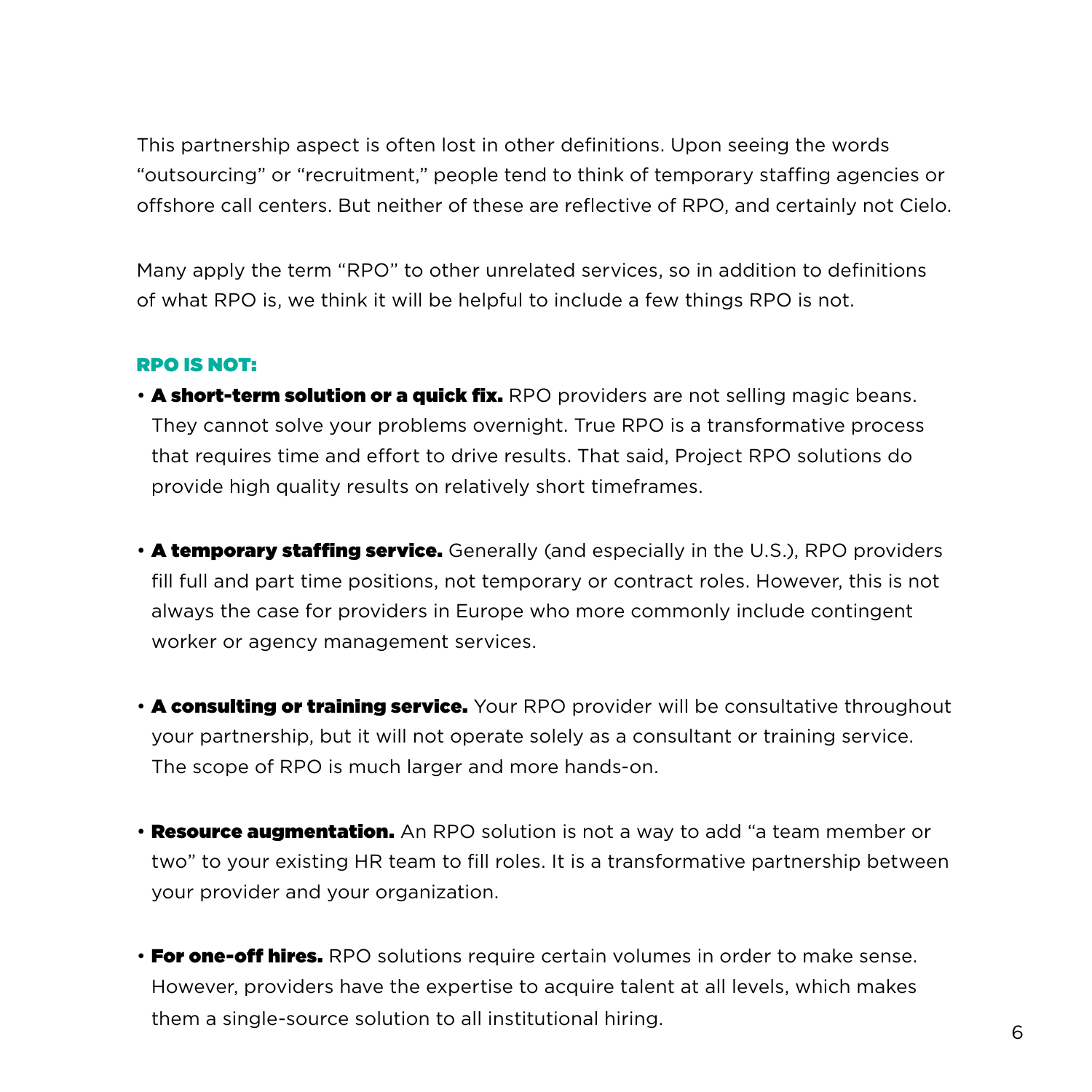This partnership aspect is often lost in other definitions. Upon seeing the words "outsourcing" or "recruitment," people tend to think of temporary staffing agencies or offshore call centers. But neither of these are reflective of RPO, and certainly not Cielo.

Many apply the term "RPO" to other unrelated services, so in addition to definitions of what RPO is, we think it will be helpful to include a few things RPO is not.

### RPO IS NOT:

- **A short-term solution or a quick fix.** RPO providers are not selling magic beans. They cannot solve your problems overnight. True RPO is a transformative process that requires time and effort to drive results. That said, Project RPO solutions do provide high quality results on relatively short timeframes.

- **A temporary staffing service.** Generally (and especially in the U.S.), RPO providers fill full and part time positions, not temporary or contract roles. However, this is not always the case for providers in Europe who more commonly include contingent worker or agency management services.

- **A consulting or training service.** Your RPO provider will be consultative throughout your partnership, but it will not operate solely as a consultant or training service. The scope of RPO is much larger and more hands-on.

- **Resource augmentation.** An RPO solution is not a way to add "a team member or two" to your existing HR team to fill roles. It is a transformative partnership between your provider and your organization.

- **For one-off hires.** RPO solutions require certain volumes in order to make sense. However, providers have the expertise to acquire talent at all levels, which makes them a single-source solution to all institutional hiring.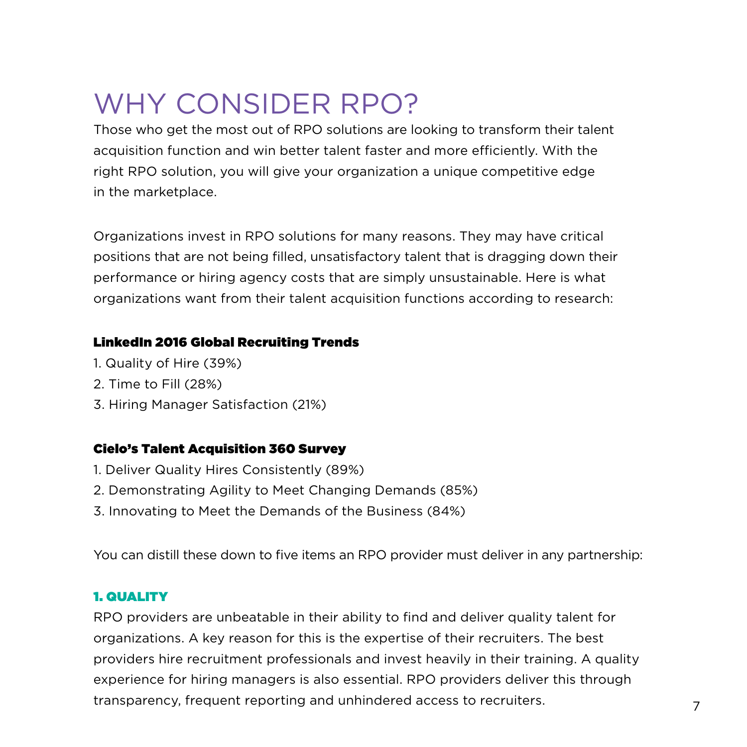# WHY CONSIDER RPO?

Those who get the most out of RPO solutions are looking to transform their talent acquisition function and win better talent faster and more efficiently. With the right RPO solution, you will give your organization a unique competitive edge in the marketplace.

Organizations invest in RPO solutions for many reasons. They may have critical positions that are not being filled, unsatisfactory talent that is dragging down their performance or hiring agency costs that are simply unsustainable. Here is what organizations want from their talent acquisition functions according to research:

**LinkedIn 2016 Global Recruiting Trends**

1. Quality of Hire (39%)
2. Time to Fill (28%)
3. Hiring Manager Satisfaction (21%)

**Cielo's Talent Acquisition 360 Survey**

1. Deliver Quality Hires Consistently (89%)
2. Demonstrating Agility to Meet Changing Demands (85%)
3. Innovating to Meet the Demands of the Business (84%)

You can distill these down to five items an RPO provider must deliver in any partnership:

### 1. QUALITY

RPO providers are unbeatable in their ability to find and deliver quality talent for organizations. A key reason for this is the expertise of their recruiters. The best providers hire recruitment professionals and invest heavily in their training. A quality experience for hiring managers is also essential. RPO providers deliver this through transparency, frequent reporting and unhindered access to recruiters.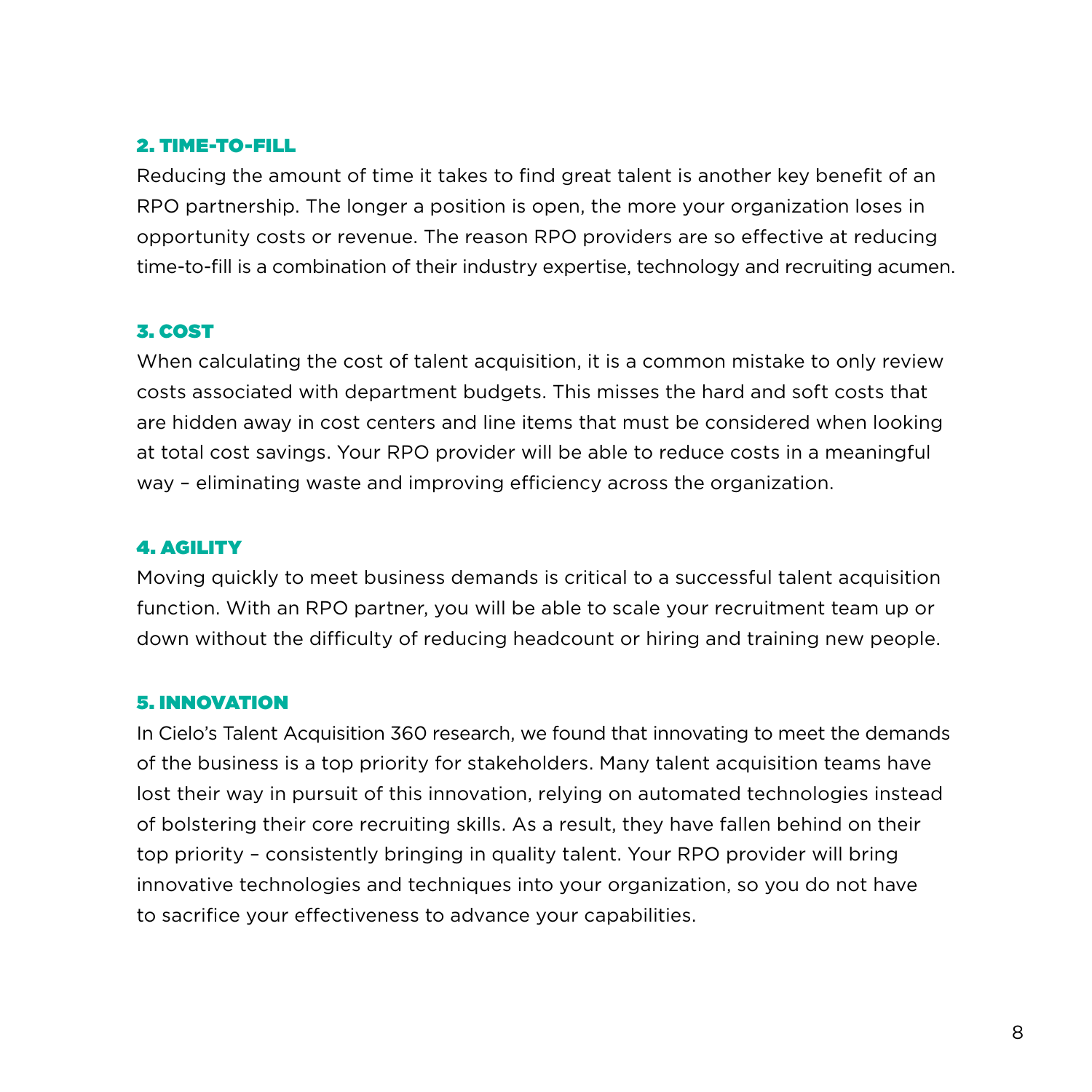### 2. TIME-TO-FILL

Reducing the amount of time it takes to find great talent is another key benefit of an RPO partnership. The longer a position is open, the more your organization loses in opportunity costs or revenue. The reason RPO providers are so effective at reducing time-to-fill is a combination of their industry expertise, technology and recruiting acumen.

### 3. COST

When calculating the cost of talent acquisition, it is a common mistake to only review costs associated with department budgets. This misses the hard and soft costs that are hidden away in cost centers and line items that must be considered when looking at total cost savings. Your RPO provider will be able to reduce costs in a meaningful way – eliminating waste and improving efficiency across the organization.

### 4. AGILITY

Moving quickly to meet business demands is critical to a successful talent acquisition function. With an RPO partner, you will be able to scale your recruitment team up or down without the difficulty of reducing headcount or hiring and training new people.

### 5. INNOVATION

In Cielo's Talent Acquisition 360 research, we found that innovating to meet the demands of the business is a top priority for stakeholders. Many talent acquisition teams have lost their way in pursuit of this innovation, relying on automated technologies instead of bolstering their core recruiting skills. As a result, they have fallen behind on their top priority – consistently bringing in quality talent. Your RPO provider will bring innovative technologies and techniques into your organization, so you do not have to sacrifice your effectiveness to advance your capabilities.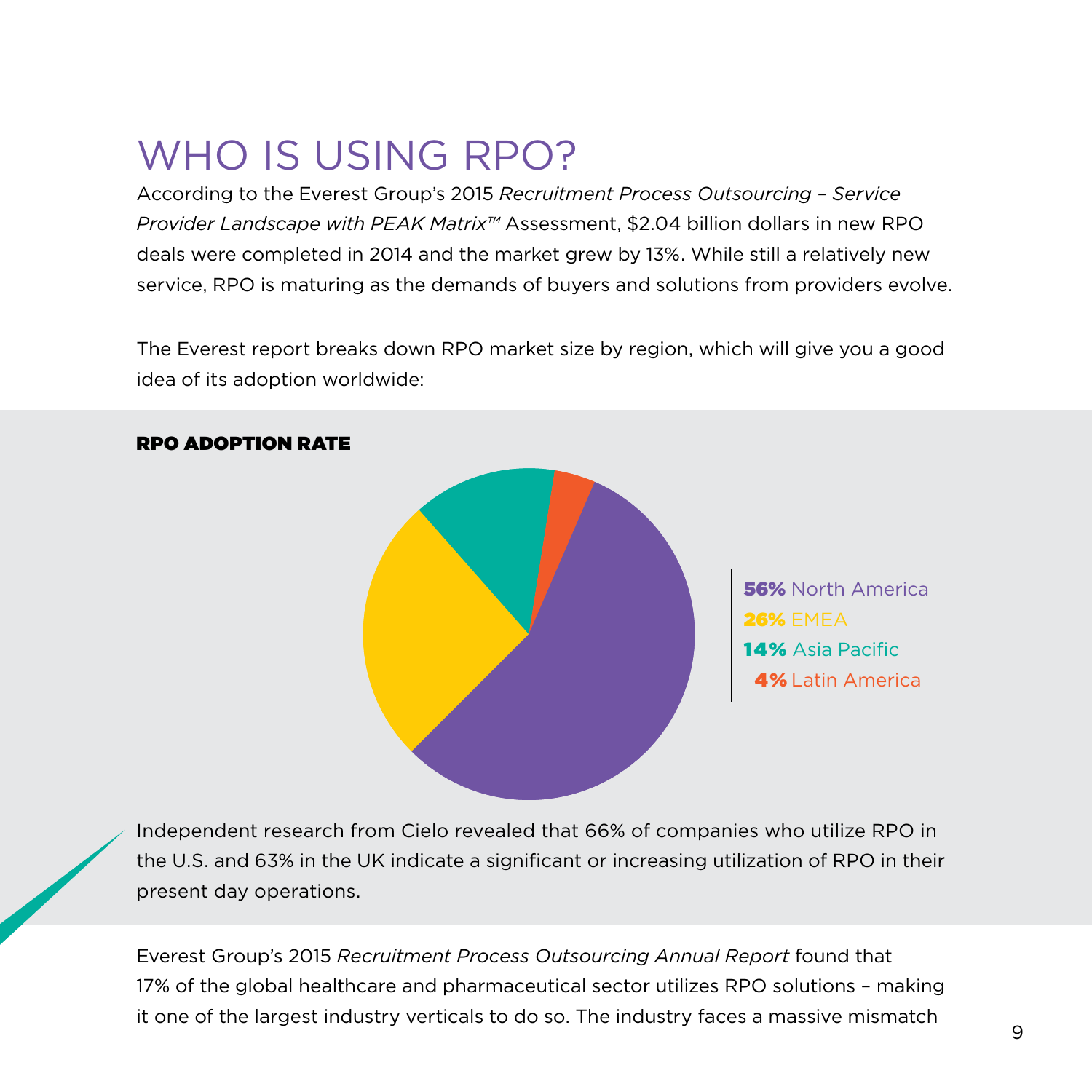# WHO IS USING RPO?

According to the Everest Group's 2015 *Recruitment Process Outsourcing – Service Provider Landscape with PEAK Matrix™* Assessment, $2.04 billion dollars in new RPO deals were completed in 2014 and the market grew by 13%. While still a relatively new service, RPO is maturing as the demands of buyers and solutions from providers evolve.

The Everest report breaks down RPO market size by region, which will give you a good idea of its adoption worldwide:

**RPO ADOPTION RATE**

**56%** North America
**26%** EMEA
**14%** Asia Pacific
**4%** Latin America

Independent research from Cielo revealed that 66% of companies who utilize RPO in the U.S. and 63% in the UK indicate a significant or increasing utilization of RPO in their present day operations.

Everest Group's 2015 *Recruitment Process Outsourcing Annual Report* found that 17% of the global healthcare and pharmaceutical sector utilizes RPO solutions – making it one of the largest industry verticals to do so. The industry faces a massive mismatch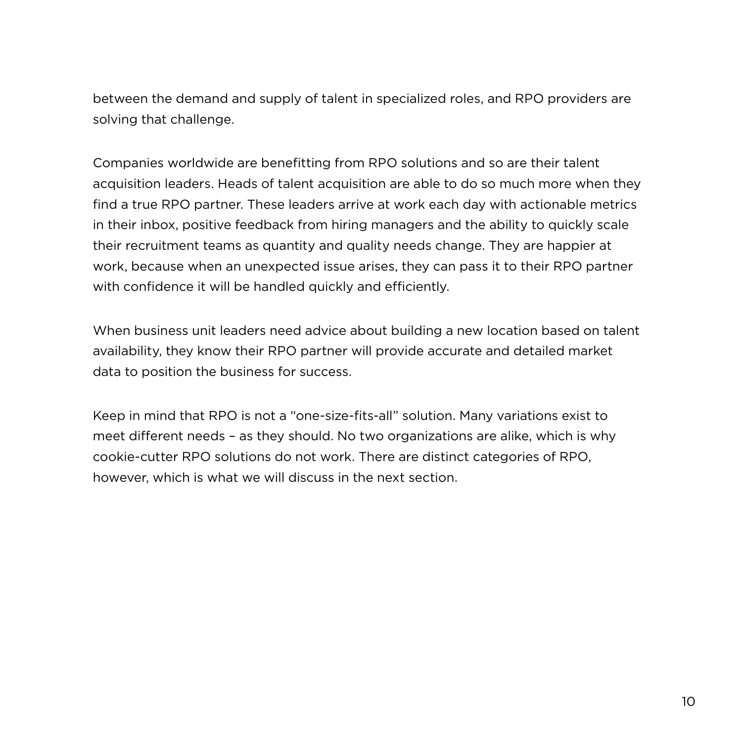between the demand and supply of talent in specialized roles, and RPO providers are solving that challenge.

Companies worldwide are benefitting from RPO solutions and so are their talent acquisition leaders. Heads of talent acquisition are able to do so much more when they find a true RPO partner. These leaders arrive at work each day with actionable metrics in their inbox, positive feedback from hiring managers and the ability to quickly scale their recruitment teams as quantity and quality needs change. They are happier at work, because when an unexpected issue arises, they can pass it to their RPO partner with confidence it will be handled quickly and efficiently.

When business unit leaders need advice about building a new location based on talent availability, they know their RPO partner will provide accurate and detailed market data to position the business for success.

Keep in mind that RPO is not a "one-size-fits-all" solution. Many variations exist to meet different needs – as they should. No two organizations are alike, which is why cookie-cutter RPO solutions do not work. There are distinct categories of RPO, however, which is what we will discuss in the next section.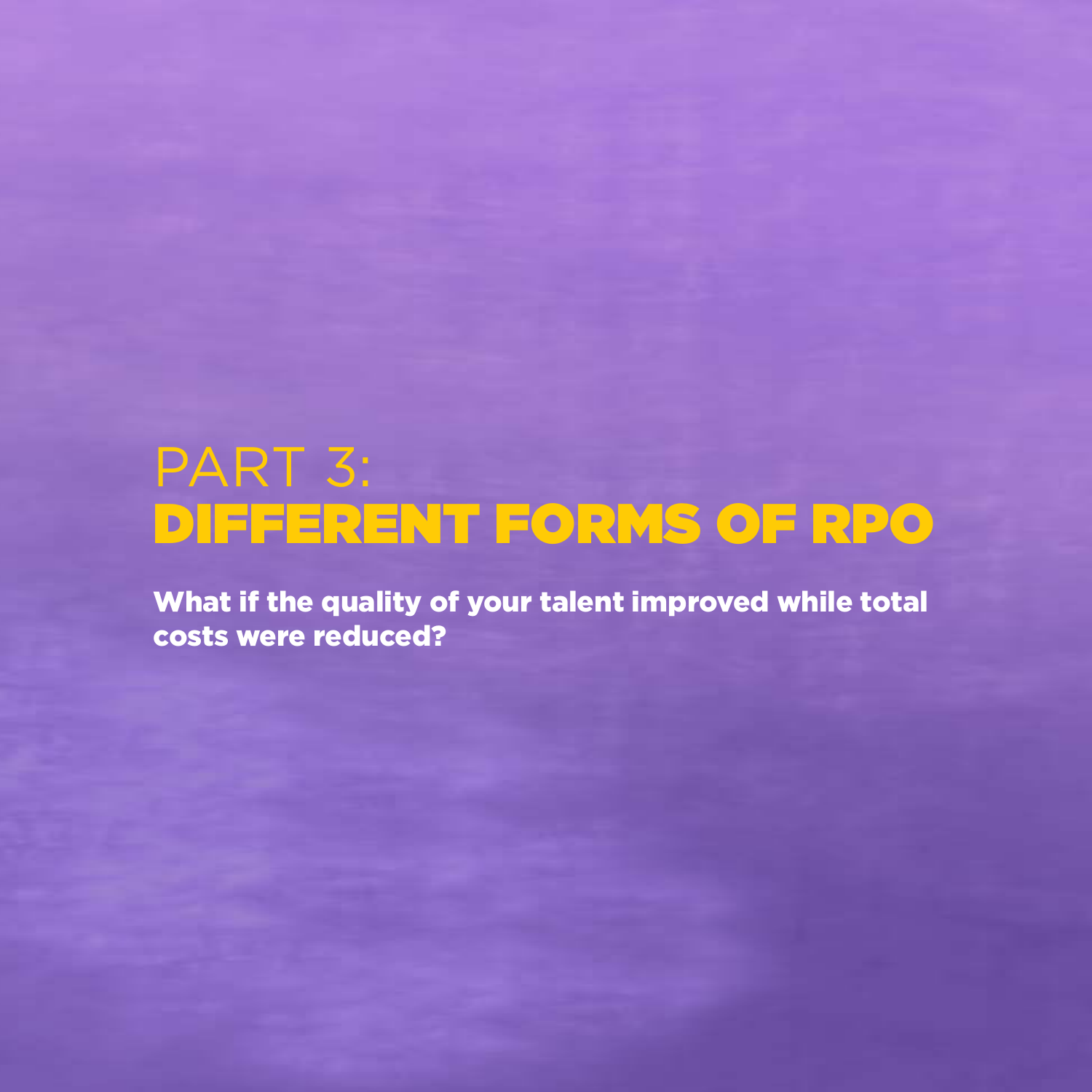# PART 3: DIFFERENT FORMS OF RPO

**What if the quality of your talent improved while total costs were reduced?**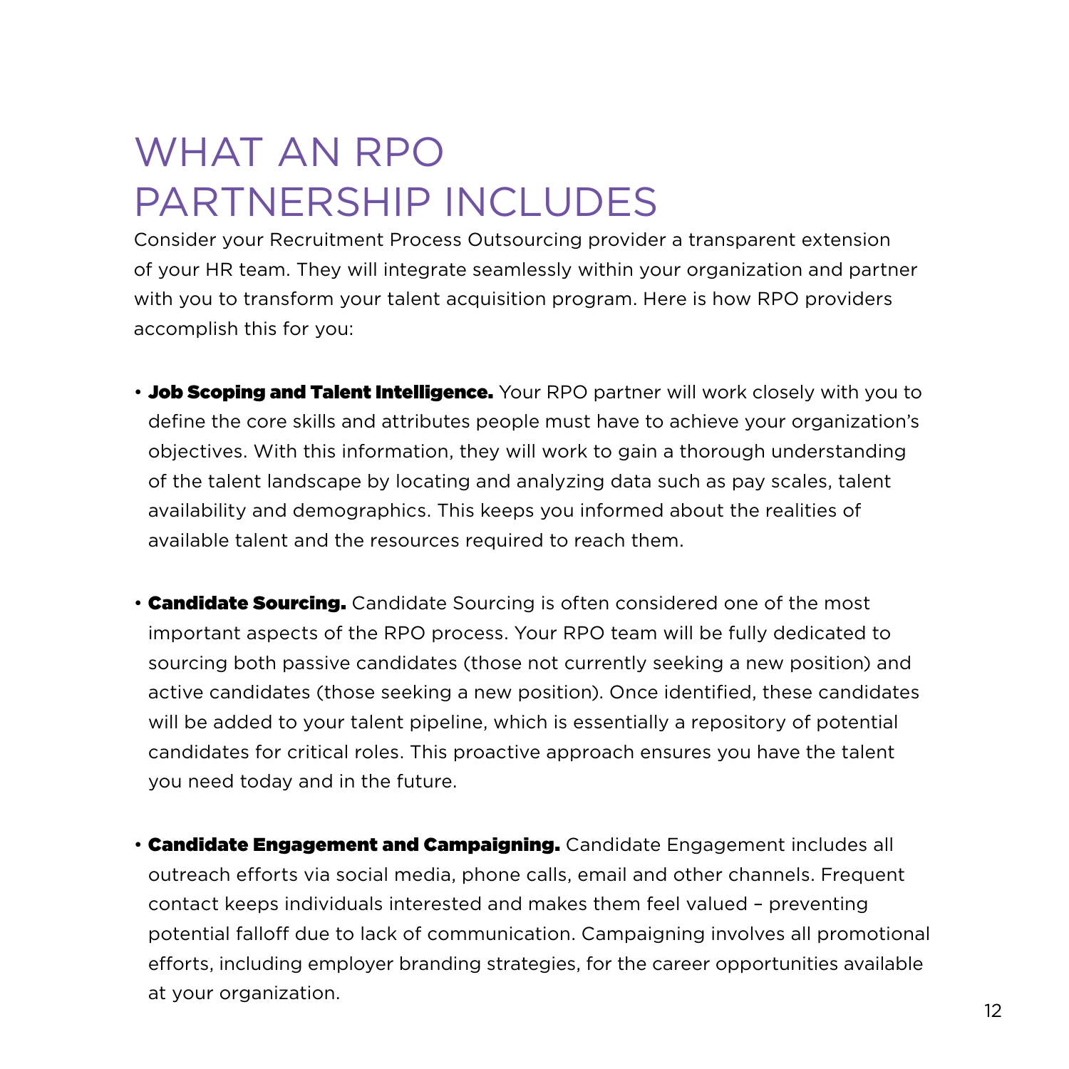# WHAT AN RPO PARTNERSHIP INCLUDES

Consider your Recruitment Process Outsourcing provider a transparent extension of your HR team. They will integrate seamlessly within your organization and partner with you to transform your talent acquisition program. Here is how RPO providers accomplish this for you:

- **Job Scoping and Talent Intelligence.** Your RPO partner will work closely with you to define the core skills and attributes people must have to achieve your organization's objectives. With this information, they will work to gain a thorough understanding of the talent landscape by locating and analyzing data such as pay scales, talent availability and demographics. This keeps you informed about the realities of available talent and the resources required to reach them.

- **Candidate Sourcing.** Candidate Sourcing is often considered one of the most important aspects of the RPO process. Your RPO team will be fully dedicated to sourcing both passive candidates (those not currently seeking a new position) and active candidates (those seeking a new position). Once identified, these candidates will be added to your talent pipeline, which is essentially a repository of potential candidates for critical roles. This proactive approach ensures you have the talent you need today and in the future.

- **Candidate Engagement and Campaigning.** Candidate Engagement includes all outreach efforts via social media, phone calls, email and other channels. Frequent contact keeps individuals interested and makes them feel valued – preventing potential falloff due to lack of communication. Campaigning involves all promotional efforts, including employer branding strategies, for the career opportunities available at your organization.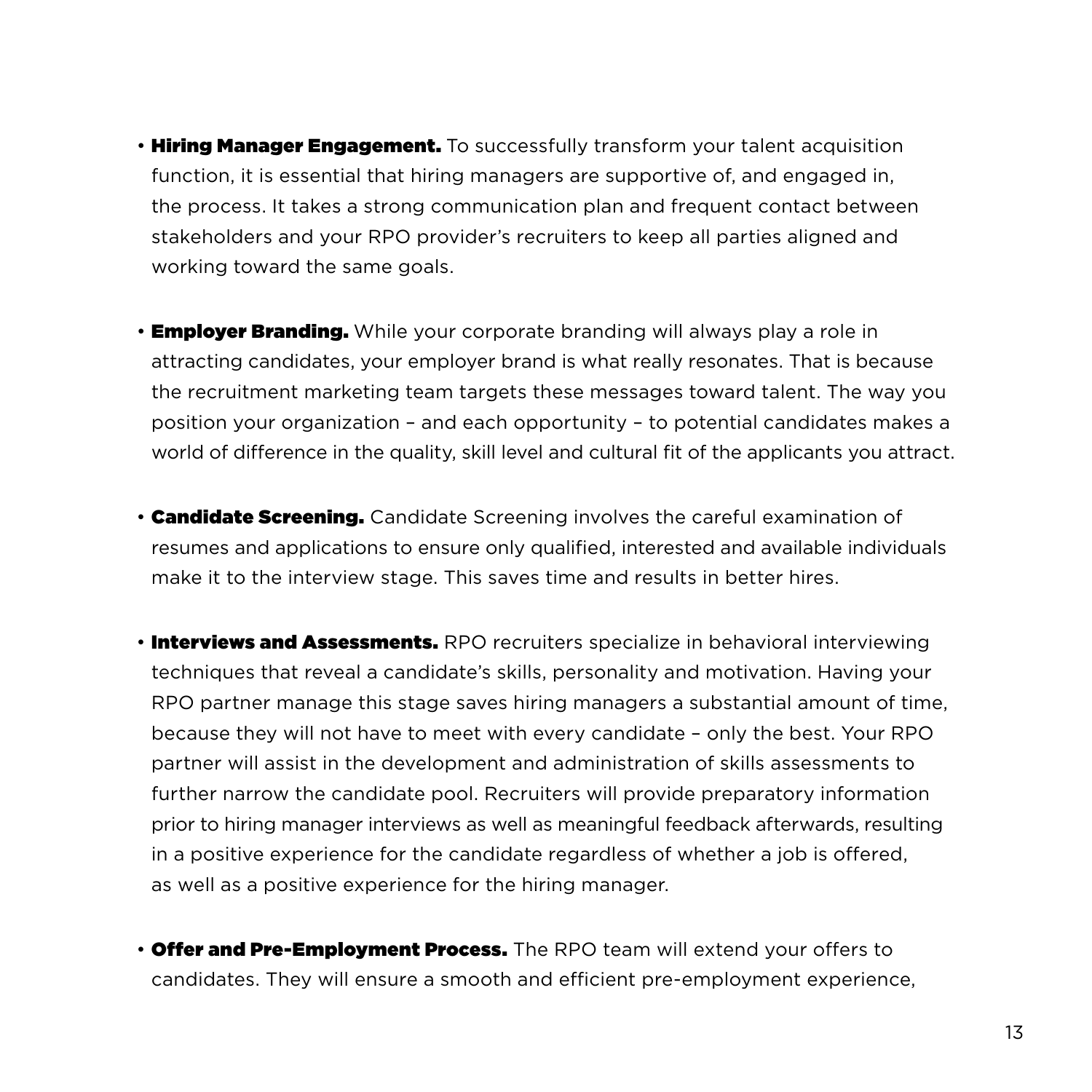- **Hiring Manager Engagement.** To successfully transform your talent acquisition function, it is essential that hiring managers are supportive of, and engaged in, the process. It takes a strong communication plan and frequent contact between stakeholders and your RPO provider's recruiters to keep all parties aligned and working toward the same goals.

- **Employer Branding.** While your corporate branding will always play a role in attracting candidates, your employer brand is what really resonates. That is because the recruitment marketing team targets these messages toward talent. The way you position your organization – and each opportunity – to potential candidates makes a world of difference in the quality, skill level and cultural fit of the applicants you attract.

- **Candidate Screening.** Candidate Screening involves the careful examination of resumes and applications to ensure only qualified, interested and available individuals make it to the interview stage. This saves time and results in better hires.

- **Interviews and Assessments.** RPO recruiters specialize in behavioral interviewing techniques that reveal a candidate's skills, personality and motivation. Having your RPO partner manage this stage saves hiring managers a substantial amount of time, because they will not have to meet with every candidate – only the best. Your RPO partner will assist in the development and administration of skills assessments to further narrow the candidate pool. Recruiters will provide preparatory information prior to hiring manager interviews as well as meaningful feedback afterwards, resulting in a positive experience for the candidate regardless of whether a job is offered, as well as a positive experience for the hiring manager.

- **Offer and Pre-Employment Process.** The RPO team will extend your offers to candidates. They will ensure a smooth and efficient pre-employment experience,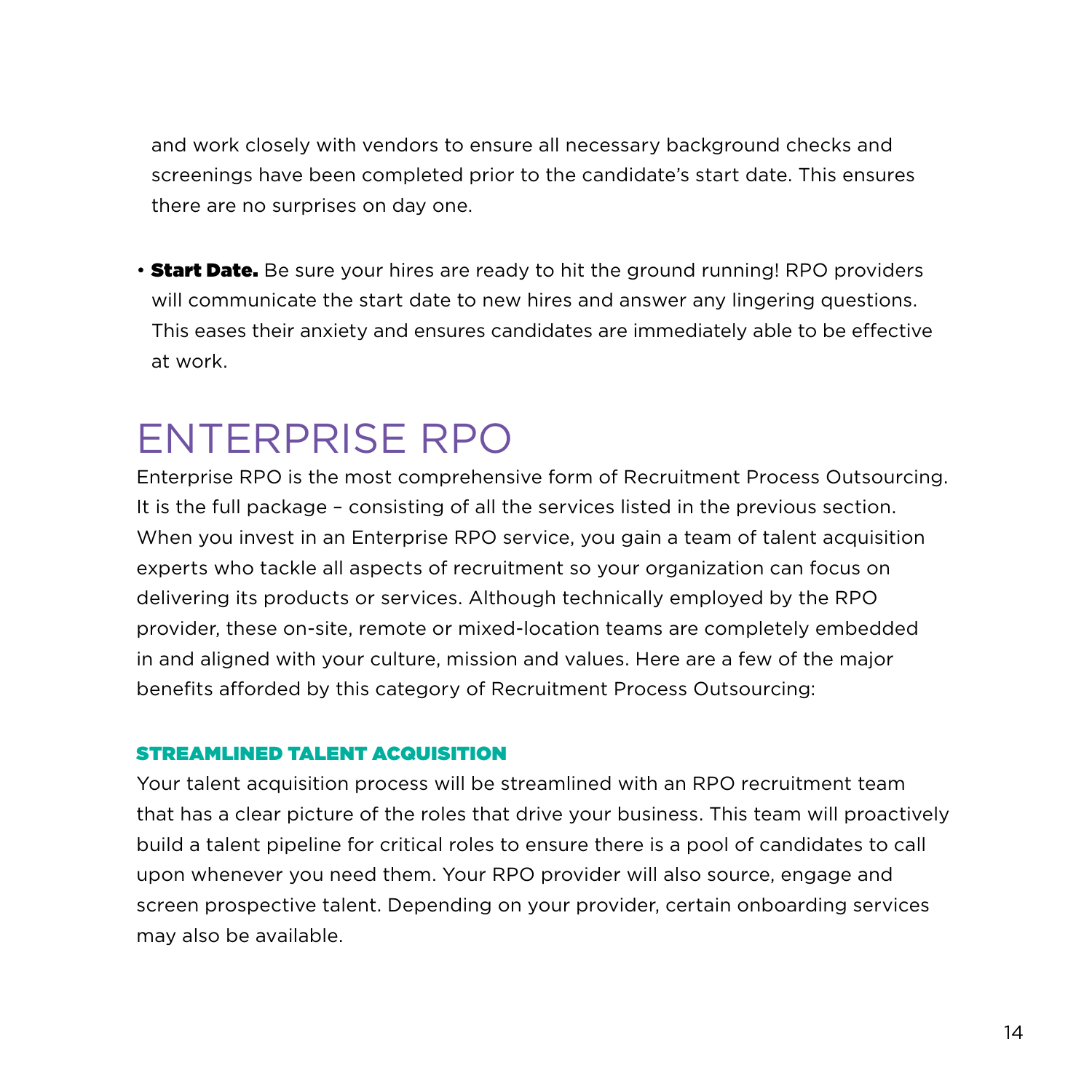and work closely with vendors to ensure all necessary background checks and screenings have been completed prior to the candidate's start date. This ensures there are no surprises on day one.

- **Start Date.** Be sure your hires are ready to hit the ground running! RPO providers will communicate the start date to new hires and answer any lingering questions. This eases their anxiety and ensures candidates are immediately able to be effective at work.

# ENTERPRISE RPO

Enterprise RPO is the most comprehensive form of Recruitment Process Outsourcing. It is the full package – consisting of all the services listed in the previous section. When you invest in an Enterprise RPO service, you gain a team of talent acquisition experts who tackle all aspects of recruitment so your organization can focus on delivering its products or services. Although technically employed by the RPO provider, these on-site, remote or mixed-location teams are completely embedded in and aligned with your culture, mission and values. Here are a few of the major benefits afforded by this category of Recruitment Process Outsourcing:

## STREAMLINED TALENT ACQUISITION

Your talent acquisition process will be streamlined with an RPO recruitment team that has a clear picture of the roles that drive your business. This team will proactively build a talent pipeline for critical roles to ensure there is a pool of candidates to call upon whenever you need them. Your RPO provider will also source, engage and screen prospective talent. Depending on your provider, certain onboarding services may also be available.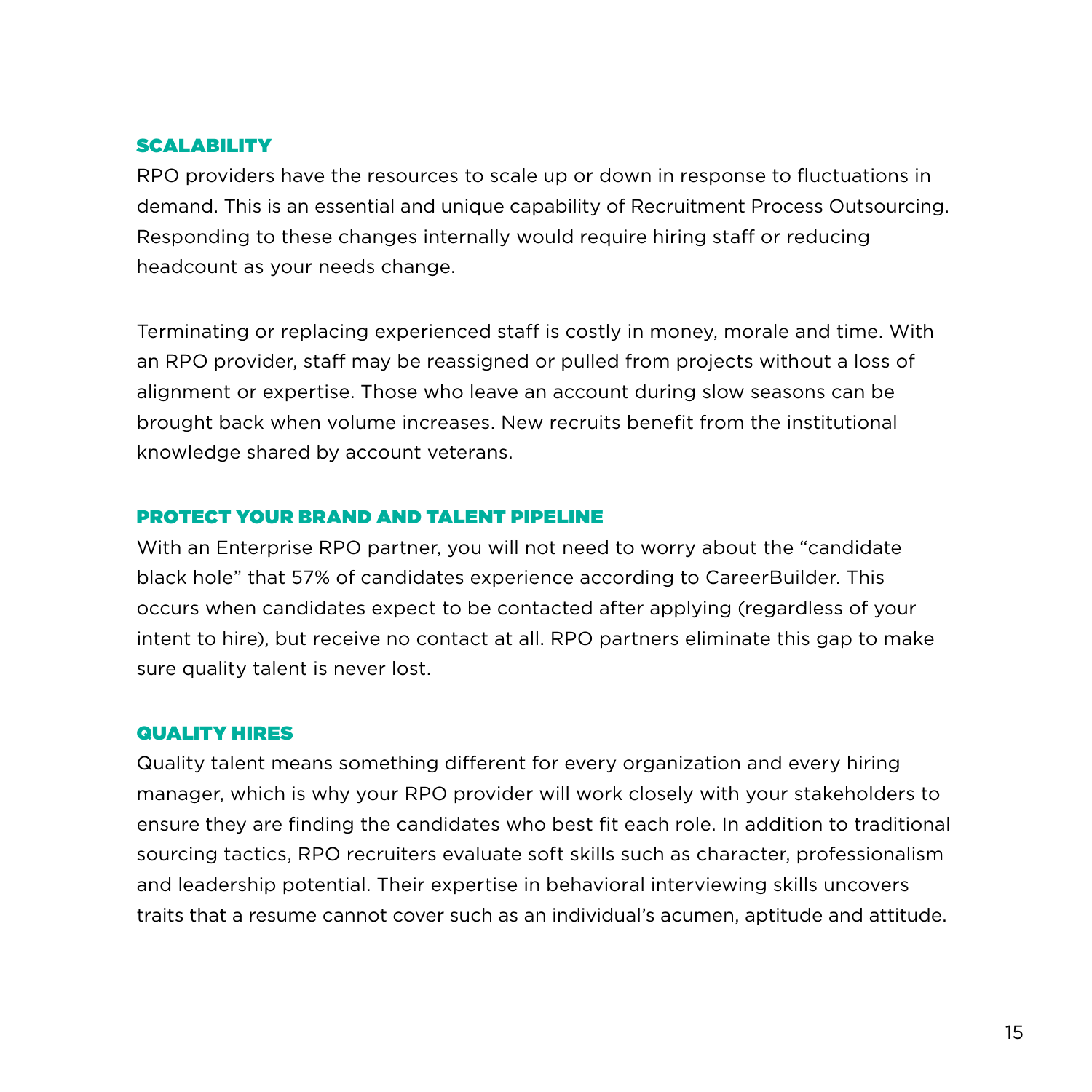### SCALABILITY

RPO providers have the resources to scale up or down in response to fluctuations in demand. This is an essential and unique capability of Recruitment Process Outsourcing. Responding to these changes internally would require hiring staff or reducing headcount as your needs change.

Terminating or replacing experienced staff is costly in money, morale and time. With an RPO provider, staff may be reassigned or pulled from projects without a loss of alignment or expertise. Those who leave an account during slow seasons can be brought back when volume increases. New recruits benefit from the institutional knowledge shared by account veterans.

### PROTECT YOUR BRAND AND TALENT PIPELINE

With an Enterprise RPO partner, you will not need to worry about the "candidate black hole" that 57% of candidates experience according to CareerBuilder. This occurs when candidates expect to be contacted after applying (regardless of your intent to hire), but receive no contact at all. RPO partners eliminate this gap to make sure quality talent is never lost.

### QUALITY HIRES

Quality talent means something different for every organization and every hiring manager, which is why your RPO provider will work closely with your stakeholders to ensure they are finding the candidates who best fit each role. In addition to traditional sourcing tactics, RPO recruiters evaluate soft skills such as character, professionalism and leadership potential. Their expertise in behavioral interviewing skills uncovers traits that a resume cannot cover such as an individual's acumen, aptitude and attitude.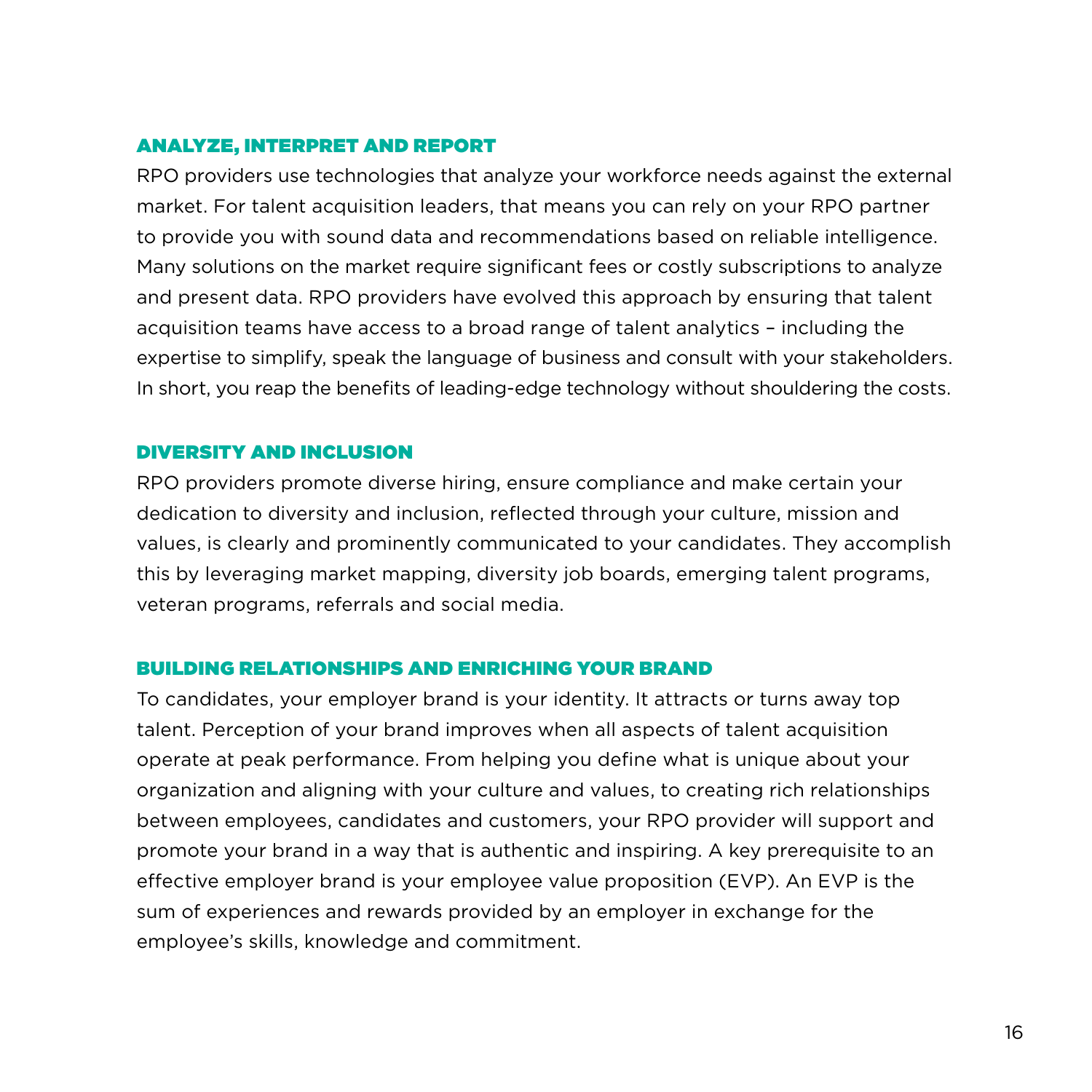## ANALYZE, INTERPRET AND REPORT

RPO providers use technologies that analyze your workforce needs against the external market. For talent acquisition leaders, that means you can rely on your RPO partner to provide you with sound data and recommendations based on reliable intelligence. Many solutions on the market require significant fees or costly subscriptions to analyze and present data. RPO providers have evolved this approach by ensuring that talent acquisition teams have access to a broad range of talent analytics – including the expertise to simplify, speak the language of business and consult with your stakeholders. In short, you reap the benefits of leading-edge technology without shouldering the costs.

## DIVERSITY AND INCLUSION

RPO providers promote diverse hiring, ensure compliance and make certain your dedication to diversity and inclusion, reflected through your culture, mission and values, is clearly and prominently communicated to your candidates. They accomplish this by leveraging market mapping, diversity job boards, emerging talent programs, veteran programs, referrals and social media.

## BUILDING RELATIONSHIPS AND ENRICHING YOUR BRAND

To candidates, your employer brand is your identity. It attracts or turns away top talent. Perception of your brand improves when all aspects of talent acquisition operate at peak performance. From helping you define what is unique about your organization and aligning with your culture and values, to creating rich relationships between employees, candidates and customers, your RPO provider will support and promote your brand in a way that is authentic and inspiring. A key prerequisite to an effective employer brand is your employee value proposition (EVP). An EVP is the sum of experiences and rewards provided by an employer in exchange for the employee's skills, knowledge and commitment.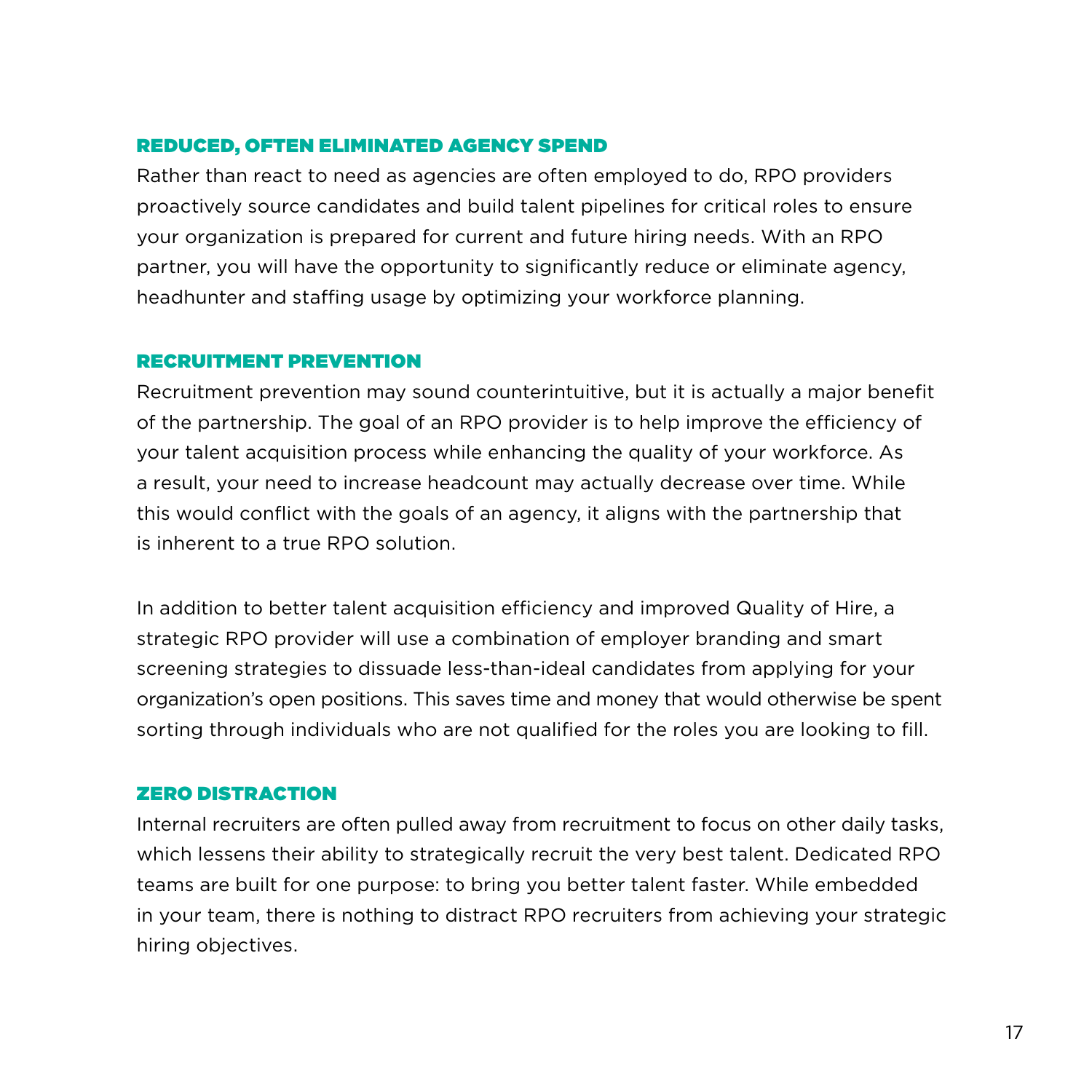### REDUCED, OFTEN ELIMINATED AGENCY SPEND

Rather than react to need as agencies are often employed to do, RPO providers proactively source candidates and build talent pipelines for critical roles to ensure your organization is prepared for current and future hiring needs. With an RPO partner, you will have the opportunity to significantly reduce or eliminate agency, headhunter and staffing usage by optimizing your workforce planning.

### RECRUITMENT PREVENTION

Recruitment prevention may sound counterintuitive, but it is actually a major benefit of the partnership. The goal of an RPO provider is to help improve the efficiency of your talent acquisition process while enhancing the quality of your workforce. As a result, your need to increase headcount may actually decrease over time. While this would conflict with the goals of an agency, it aligns with the partnership that is inherent to a true RPO solution.

In addition to better talent acquisition efficiency and improved Quality of Hire, a strategic RPO provider will use a combination of employer branding and smart screening strategies to dissuade less-than-ideal candidates from applying for your organization's open positions. This saves time and money that would otherwise be spent sorting through individuals who are not qualified for the roles you are looking to fill.

### ZERO DISTRACTION

Internal recruiters are often pulled away from recruitment to focus on other daily tasks, which lessens their ability to strategically recruit the very best talent. Dedicated RPO teams are built for one purpose: to bring you better talent faster. While embedded in your team, there is nothing to distract RPO recruiters from achieving your strategic hiring objectives.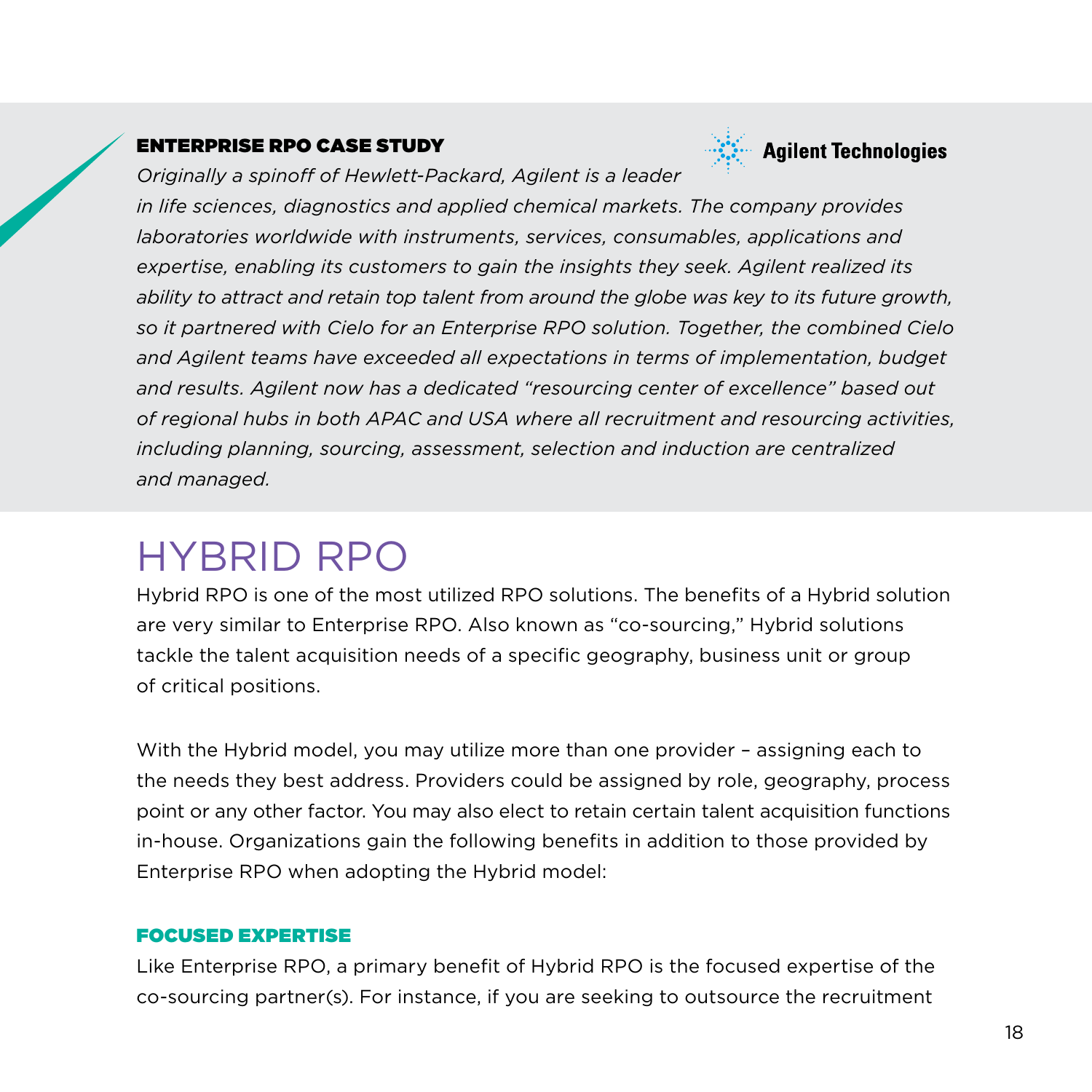### ENTERPRISE RPO CASE STUDY

**Agilent Technologies**

*Originally a spinoff of Hewlett-Packard, Agilent is a leader in life sciences, diagnostics and applied chemical markets. The company provides laboratories worldwide with instruments, services, consumables, applications and expertise, enabling its customers to gain the insights they seek. Agilent realized its ability to attract and retain top talent from around the globe was key to its future growth, so it partnered with Cielo for an Enterprise RPO solution. Together, the combined Cielo and Agilent teams have exceeded all expectations in terms of implementation, budget and results. Agilent now has a dedicated "resourcing center of excellence" based out of regional hubs in both APAC and USA where all recruitment and resourcing activities, including planning, sourcing, assessment, selection and induction are centralized and managed.*

# HYBRID RPO

Hybrid RPO is one of the most utilized RPO solutions. The benefits of a Hybrid solution are very similar to Enterprise RPO. Also known as "co-sourcing," Hybrid solutions tackle the talent acquisition needs of a specific geography, business unit or group of critical positions.

With the Hybrid model, you may utilize more than one provider – assigning each to the needs they best address. Providers could be assigned by role, geography, process point or any other factor. You may also elect to retain certain talent acquisition functions in-house. Organizations gain the following benefits in addition to those provided by Enterprise RPO when adopting the Hybrid model:

### FOCUSED EXPERTISE

Like Enterprise RPO, a primary benefit of Hybrid RPO is the focused expertise of the co-sourcing partner(s). For instance, if you are seeking to outsource the recruitment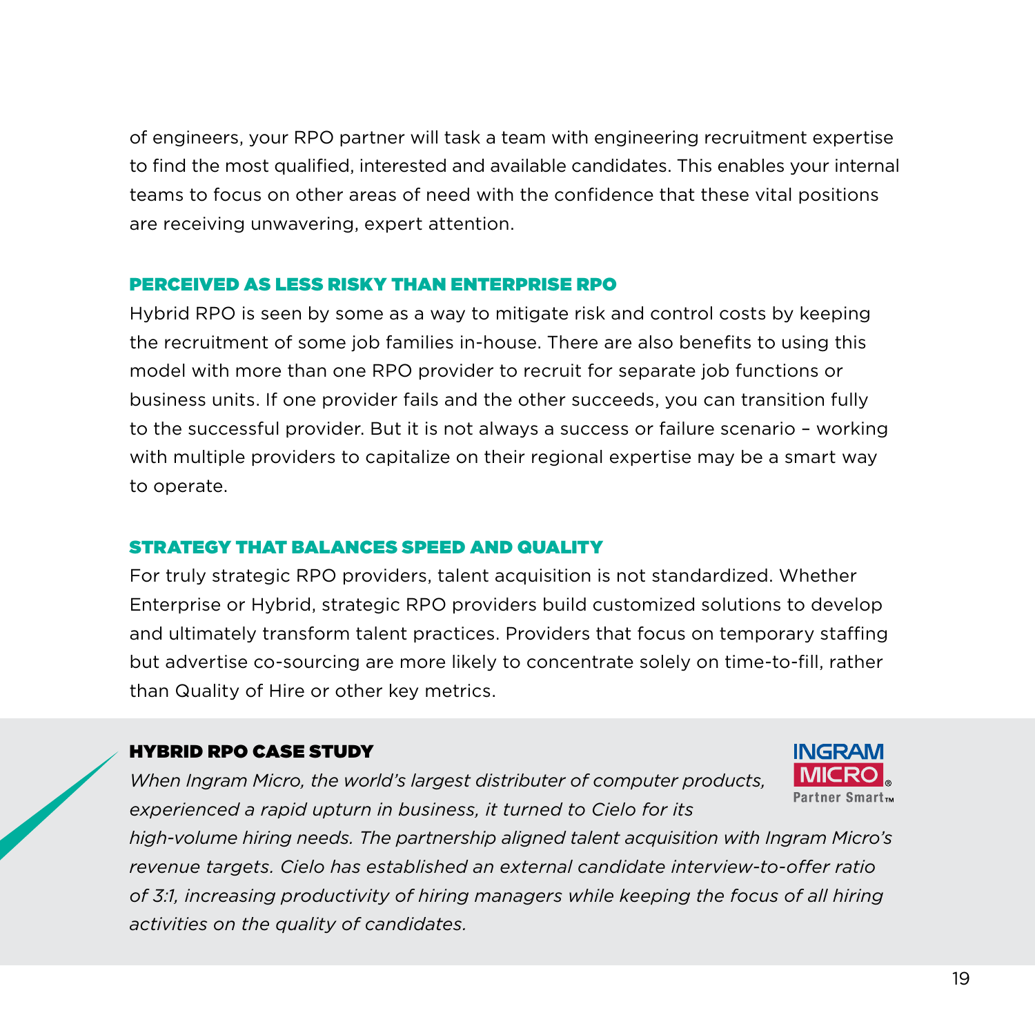of engineers, your RPO partner will task a team with engineering recruitment expertise to find the most qualified, interested and available candidates. This enables your internal teams to focus on other areas of need with the confidence that these vital positions are receiving unwavering, expert attention.

### PERCEIVED AS LESS RISKY THAN ENTERPRISE RPO

Hybrid RPO is seen by some as a way to mitigate risk and control costs by keeping the recruitment of some job families in-house. There are also benefits to using this model with more than one RPO provider to recruit for separate job functions or business units. If one provider fails and the other succeeds, you can transition fully to the successful provider. But it is not always a success or failure scenario – working with multiple providers to capitalize on their regional expertise may be a smart way to operate.

### STRATEGY THAT BALANCES SPEED AND QUALITY

For truly strategic RPO providers, talent acquisition is not standardized. Whether Enterprise or Hybrid, strategic RPO providers build customized solutions to develop and ultimately transform talent practices. Providers that focus on temporary staffing but advertise co-sourcing are more likely to concentrate solely on time-to-fill, rather than Quality of Hire or other key metrics.

### HYBRID RPO CASE STUDY

INGRAM MICRO® Partner Smart™

*When Ingram Micro, the world's largest distributer of computer products, experienced a rapid upturn in business, it turned to Cielo for its high-volume hiring needs. The partnership aligned talent acquisition with Ingram Micro's revenue targets. Cielo has established an external candidate interview-to-offer ratio of 3:1, increasing productivity of hiring managers while keeping the focus of all hiring activities on the quality of candidates.*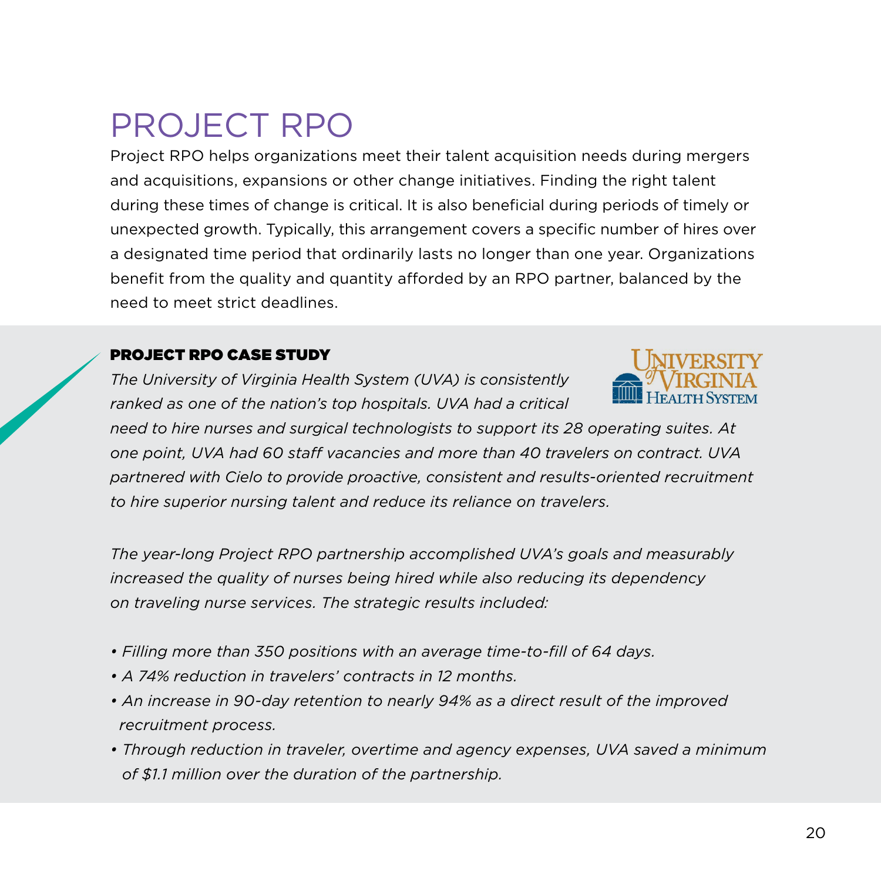# PROJECT RPO

Project RPO helps organizations meet their talent acquisition needs during mergers and acquisitions, expansions or other change initiatives. Finding the right talent during these times of change is critical. It is also beneficial during periods of timely or unexpected growth. Typically, this arrangement covers a specific number of hires over a designated time period that ordinarily lasts no longer than one year. Organizations benefit from the quality and quantity afforded by an RPO partner, balanced by the need to meet strict deadlines.

## PROJECT RPO CASE STUDY

*The University of Virginia Health System (UVA) is consistently ranked as one of the nation's top hospitals. UVA had a critical need to hire nurses and surgical technologists to support its 28 operating suites. At one point, UVA had 60 staff vacancies and more than 40 travelers on contract. UVA partnered with Cielo to provide proactive, consistent and results-oriented recruitment to hire superior nursing talent and reduce its reliance on travelers.*

*The year-long Project RPO partnership accomplished UVA's goals and measurably increased the quality of nurses being hired while also reducing its dependency on traveling nurse services. The strategic results included:*

- *Filling more than 350 positions with an average time-to-fill of 64 days.*
- *A 74% reduction in travelers' contracts in 12 months.*
- *An increase in 90-day retention to nearly 94% as a direct result of the improved recruitment process.*
- *Through reduction in traveler, overtime and agency expenses, UVA saved a minimum of $1.1 million over the duration of the partnership.*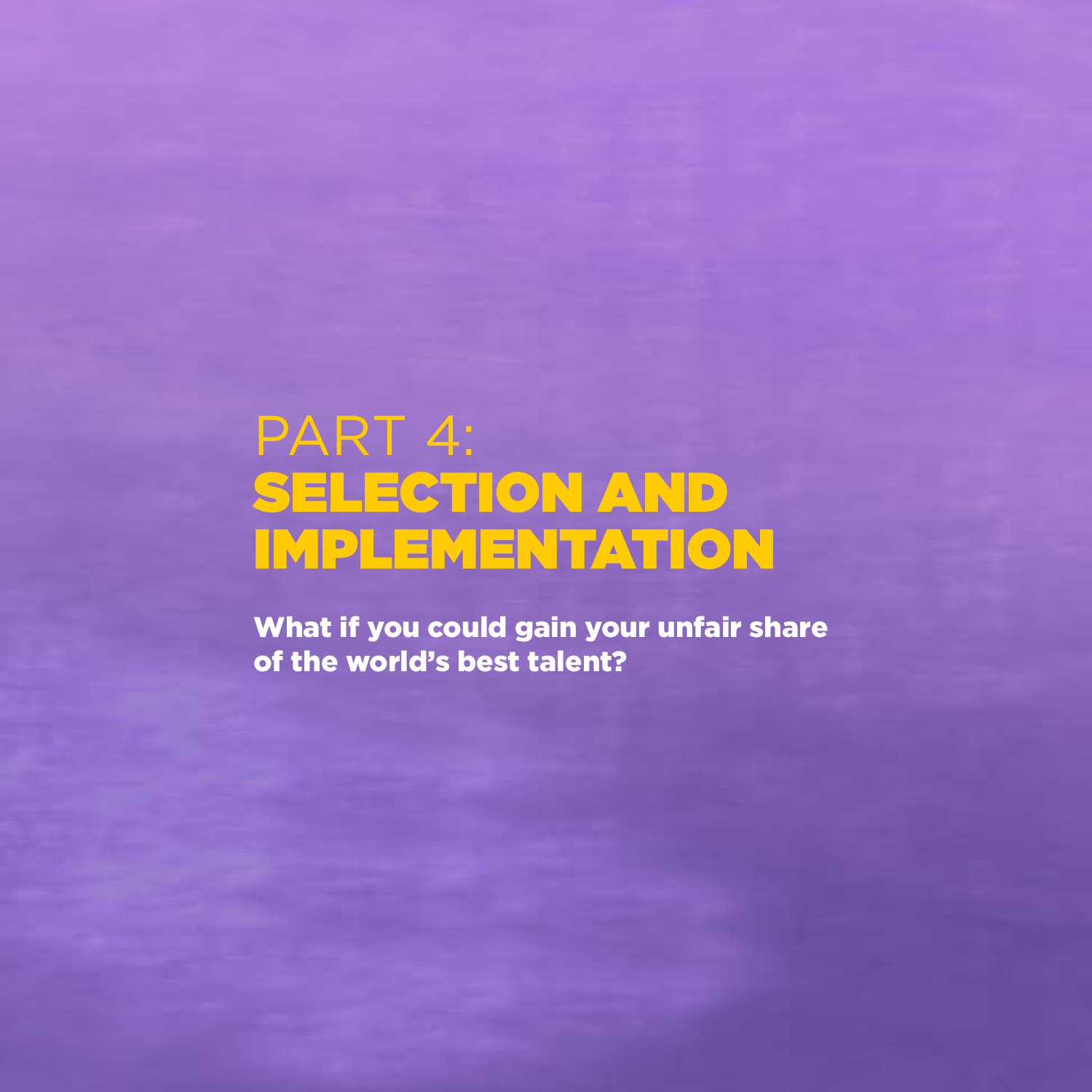# PART 4: SELECTION AND IMPLEMENTATION

**What if you could gain your unfair share of the world's best talent?**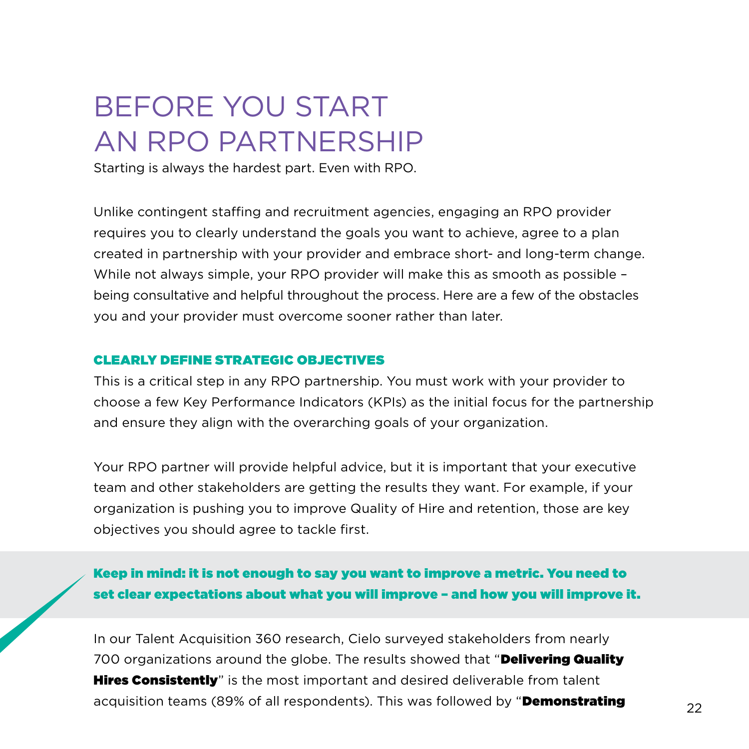# BEFORE YOU START AN RPO PARTNERSHIP

Starting is always the hardest part. Even with RPO.

Unlike contingent staffing and recruitment agencies, engaging an RPO provider requires you to clearly understand the goals you want to achieve, agree to a plan created in partnership with your provider and embrace short- and long-term change. While not always simple, your RPO provider will make this as smooth as possible – being consultative and helpful throughout the process. Here are a few of the obstacles you and your provider must overcome sooner rather than later.

## CLEARLY DEFINE STRATEGIC OBJECTIVES

This is a critical step in any RPO partnership. You must work with your provider to choose a few Key Performance Indicators (KPIs) as the initial focus for the partnership and ensure they align with the overarching goals of your organization.

Your RPO partner will provide helpful advice, but it is important that your executive team and other stakeholders are getting the results they want. For example, if your organization is pushing you to improve Quality of Hire and retention, those are key objectives you should agree to tackle first.

**Keep in mind: it is not enough to say you want to improve a metric. You need to set clear expectations about what you will improve – and how you will improve it.**

In our Talent Acquisition 360 research, Cielo surveyed stakeholders from nearly 700 organizations around the globe. The results showed that "**Delivering Quality Hires Consistently**" is the most important and desired deliverable from talent acquisition teams (89% of all respondents). This was followed by "**Demonstrating**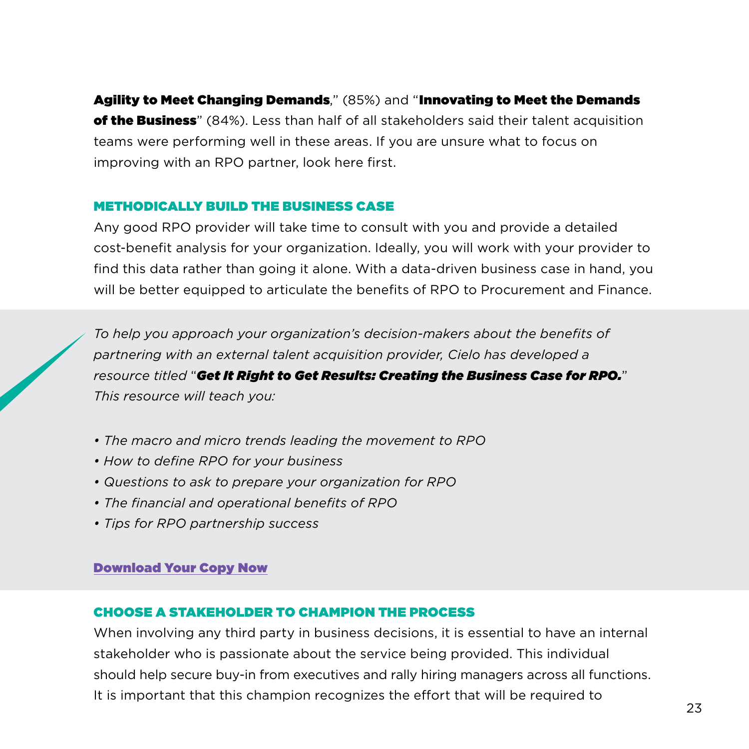**Agility to Meet Changing Demands**," (85%) and "**Innovating to Meet the Demands of the Business**" (84%). Less than half of all stakeholders said their talent acquisition teams were performing well in these areas. If you are unsure what to focus on improving with an RPO partner, look here first.

## METHODICALLY BUILD THE BUSINESS CASE

Any good RPO provider will take time to consult with you and provide a detailed cost-benefit analysis for your organization. Ideally, you will work with your provider to find this data rather than going it alone. With a data-driven business case in hand, you will be better equipped to articulate the benefits of RPO to Procurement and Finance.

*To help you approach your organization's decision-makers about the benefits of partnering with an external talent acquisition provider, Cielo has developed a resource titled "**Get It Right to Get Results: Creating the Business Case for RPO.**" This resource will teach you:*

- *The macro and micro trends leading the movement to RPO*
- *How to define RPO for your business*
- *Questions to ask to prepare your organization for RPO*
- *The financial and operational benefits of RPO*
- *Tips for RPO partnership success*

**Download Your Copy Now**

## CHOOSE A STAKEHOLDER TO CHAMPION THE PROCESS

When involving any third party in business decisions, it is essential to have an internal stakeholder who is passionate about the service being provided. This individual should help secure buy-in from executives and rally hiring managers across all functions. It is important that this champion recognizes the effort that will be required to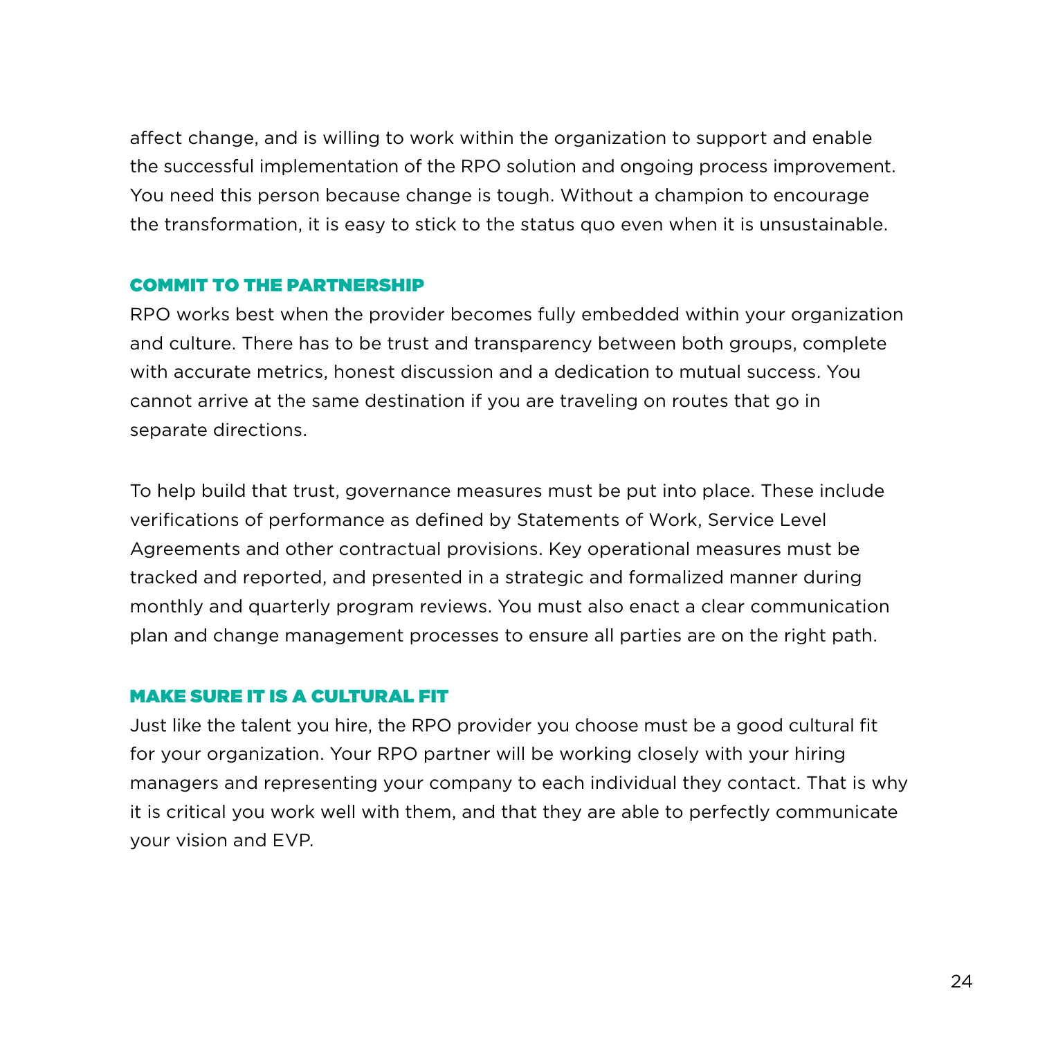affect change, and is willing to work within the organization to support and enable the successful implementation of the RPO solution and ongoing process improvement. You need this person because change is tough. Without a champion to encourage the transformation, it is easy to stick to the status quo even when it is unsustainable.

### COMMIT TO THE PARTNERSHIP

RPO works best when the provider becomes fully embedded within your organization and culture. There has to be trust and transparency between both groups, complete with accurate metrics, honest discussion and a dedication to mutual success. You cannot arrive at the same destination if you are traveling on routes that go in separate directions.

To help build that trust, governance measures must be put into place. These include verifications of performance as defined by Statements of Work, Service Level Agreements and other contractual provisions. Key operational measures must be tracked and reported, and presented in a strategic and formalized manner during monthly and quarterly program reviews. You must also enact a clear communication plan and change management processes to ensure all parties are on the right path.

### MAKE SURE IT IS A CULTURAL FIT

Just like the talent you hire, the RPO provider you choose must be a good cultural fit for your organization. Your RPO partner will be working closely with your hiring managers and representing your company to each individual they contact. That is why it is critical you work well with them, and that they are able to perfectly communicate your vision and EVP.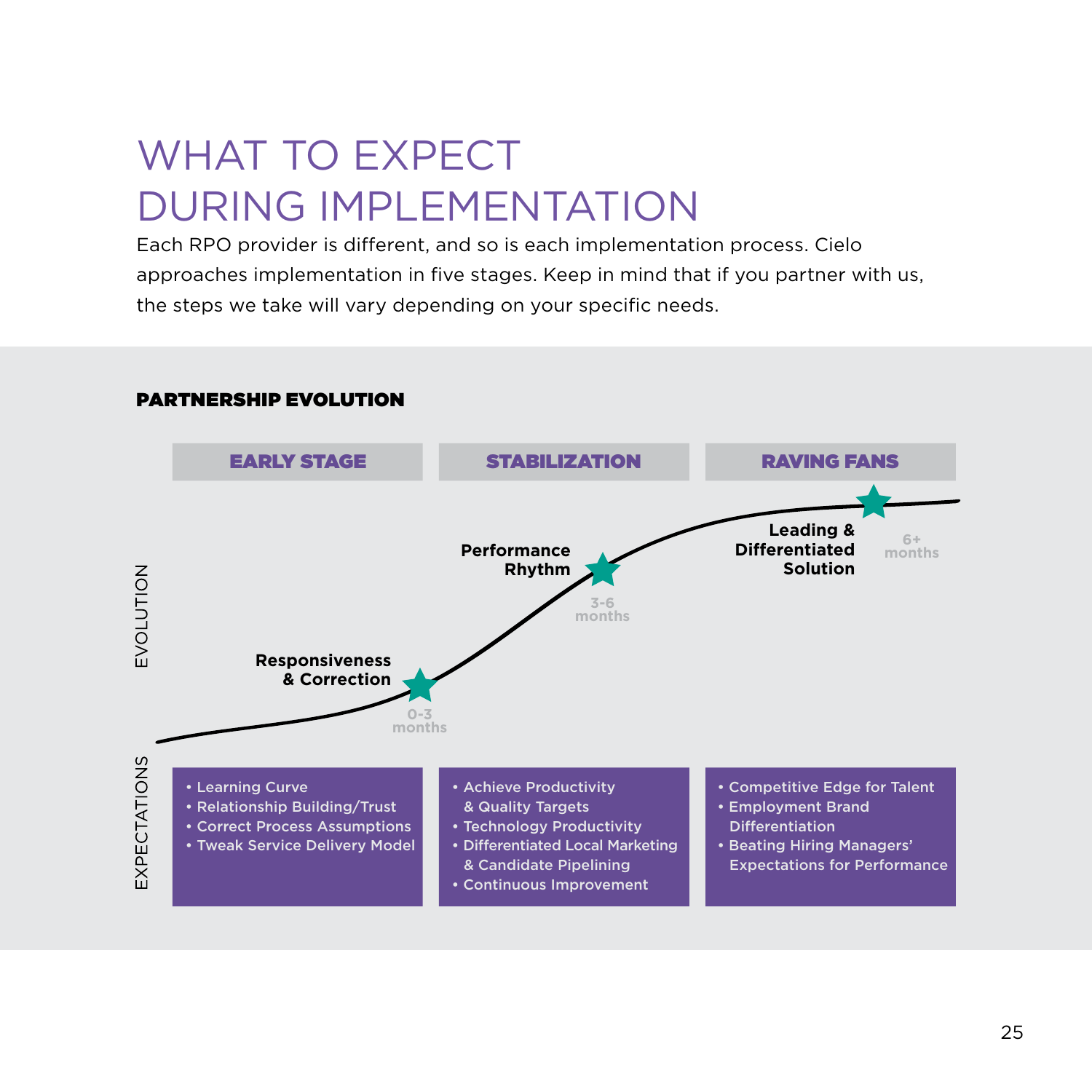# WHAT TO EXPECT DURING IMPLEMENTATION

Each RPO provider is different, and so is each implementation process. Cielo approaches implementation in five stages. Keep in mind that if you partner with us, the steps we take will vary depending on your specific needs.

## PARTNERSHIP EVOLUTION

| | EARLY STAGE | STABILIZATION | RAVING FANS |
|---|---|---|---|
| EVOLUTION | Responsiveness & Correction (0-3 months) | Performance Rhythm (3-6 months) | Leading & Differentiated Solution (6+ months) |
| EXPECTATIONS | • Learning Curve<br>• Relationship Building/Trust<br>• Correct Process Assumptions<br>• Tweak Service Delivery Model | • Achieve Productivity & Quality Targets<br>• Technology Productivity<br>• Differentiated Local Marketing & Candidate Pipelining<br>• Continuous Improvement | • Competitive Edge for Talent<br>• Employment Brand Differentiation<br>• Beating Hiring Managers' Expectations for Performance |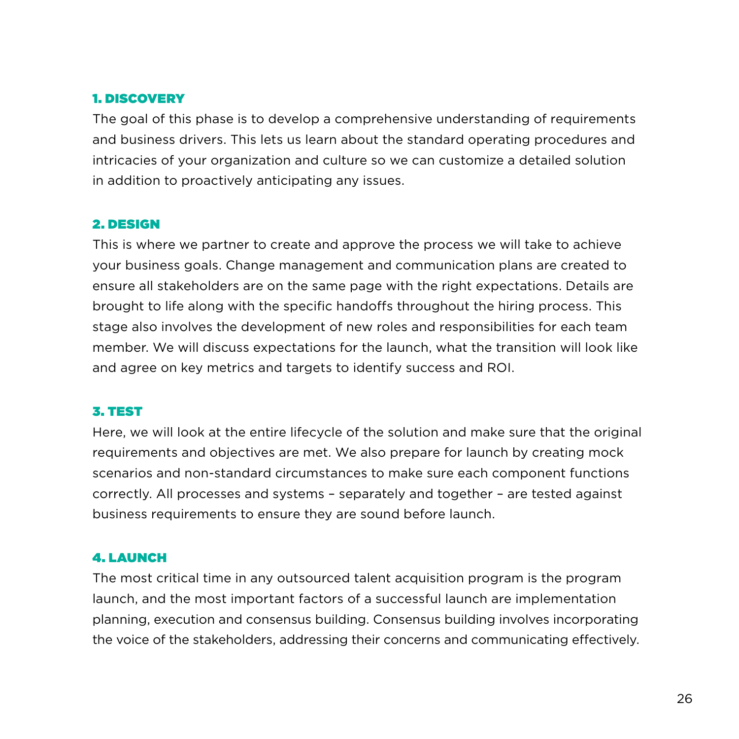### 1. DISCOVERY

The goal of this phase is to develop a comprehensive understanding of requirements and business drivers. This lets us learn about the standard operating procedures and intricacies of your organization and culture so we can customize a detailed solution in addition to proactively anticipating any issues.

### 2. DESIGN

This is where we partner to create and approve the process we will take to achieve your business goals. Change management and communication plans are created to ensure all stakeholders are on the same page with the right expectations. Details are brought to life along with the specific handoffs throughout the hiring process. This stage also involves the development of new roles and responsibilities for each team member. We will discuss expectations for the launch, what the transition will look like and agree on key metrics and targets to identify success and ROI.

### 3. TEST

Here, we will look at the entire lifecycle of the solution and make sure that the original requirements and objectives are met. We also prepare for launch by creating mock scenarios and non-standard circumstances to make sure each component functions correctly. All processes and systems – separately and together – are tested against business requirements to ensure they are sound before launch.

### 4. LAUNCH

The most critical time in any outsourced talent acquisition program is the program launch, and the most important factors of a successful launch are implementation planning, execution and consensus building. Consensus building involves incorporating the voice of the stakeholders, addressing their concerns and communicating effectively.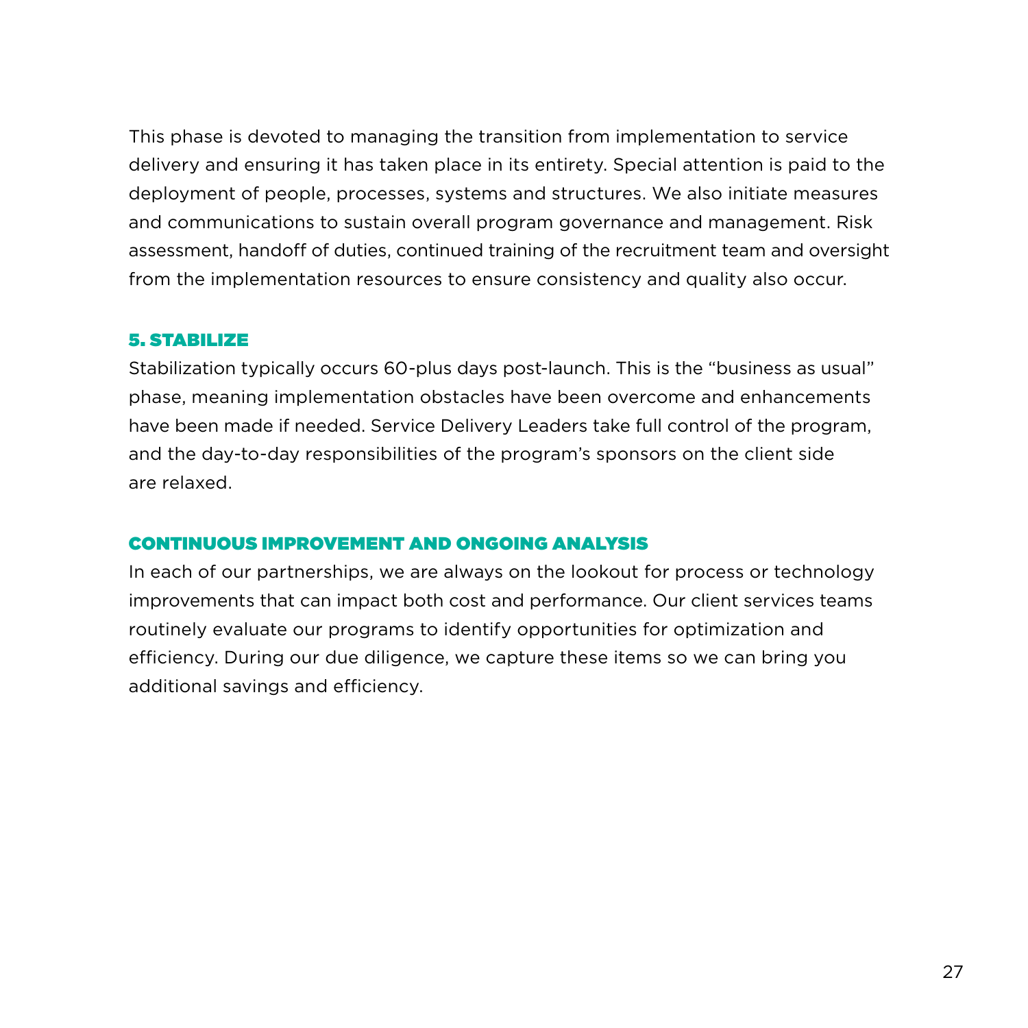This phase is devoted to managing the transition from implementation to service delivery and ensuring it has taken place in its entirety. Special attention is paid to the deployment of people, processes, systems and structures. We also initiate measures and communications to sustain overall program governance and management. Risk assessment, handoff of duties, continued training of the recruitment team and oversight from the implementation resources to ensure consistency and quality also occur.

### 5. STABILIZE

Stabilization typically occurs 60-plus days post-launch. This is the “business as usual” phase, meaning implementation obstacles have been overcome and enhancements have been made if needed. Service Delivery Leaders take full control of the program, and the day-to-day responsibilities of the program’s sponsors on the client side are relaxed.

### CONTINUOUS IMPROVEMENT AND ONGOING ANALYSIS

In each of our partnerships, we are always on the lookout for process or technology improvements that can impact both cost and performance. Our client services teams routinely evaluate our programs to identify opportunities for optimization and efficiency. During our due diligence, we capture these items so we can bring you additional savings and efficiency.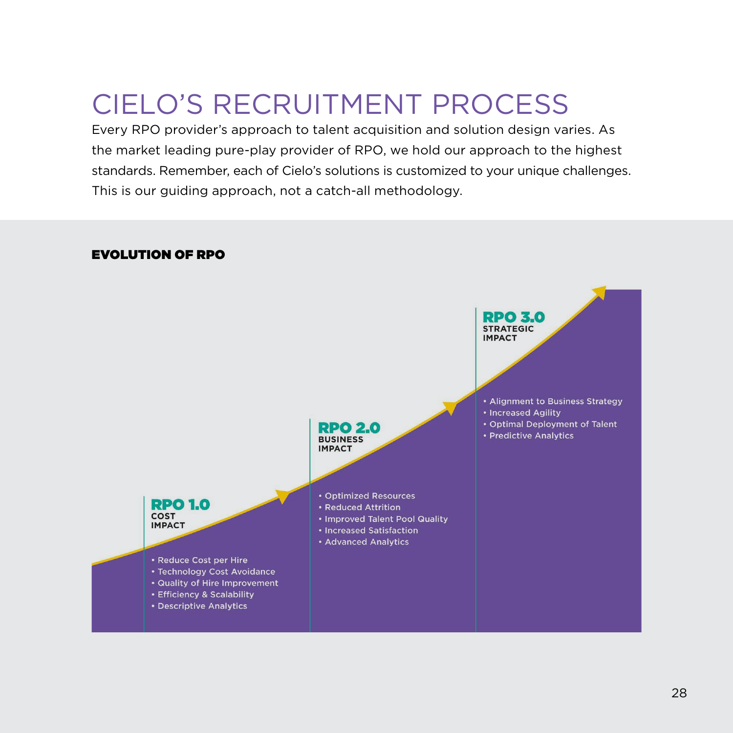# CIELO'S RECRUITMENT PROCESS

Every RPO provider's approach to talent acquisition and solution design varies. As the market leading pure-play provider of RPO, we hold our approach to the highest standards. Remember, each of Cielo's solutions is customized to your unique challenges. This is our guiding approach, not a catch-all methodology.

## EVOLUTION OF RPO

### RPO 1.0
**COST IMPACT**

- Reduce Cost per Hire
- Technology Cost Avoidance
- Quality of Hire Improvement
- Efficiency & Scalability
- Descriptive Analytics

### RPO 2.0
**BUSINESS IMPACT**

- Optimized Resources
- Reduced Attrition
- Improved Talent Pool Quality
- Increased Satisfaction
- Advanced Analytics

### RPO 3.0
**STRATEGIC IMPACT**

- Alignment to Business Strategy
- Increased Agility
- Optimal Deployment of Talent
- Predictive Analytics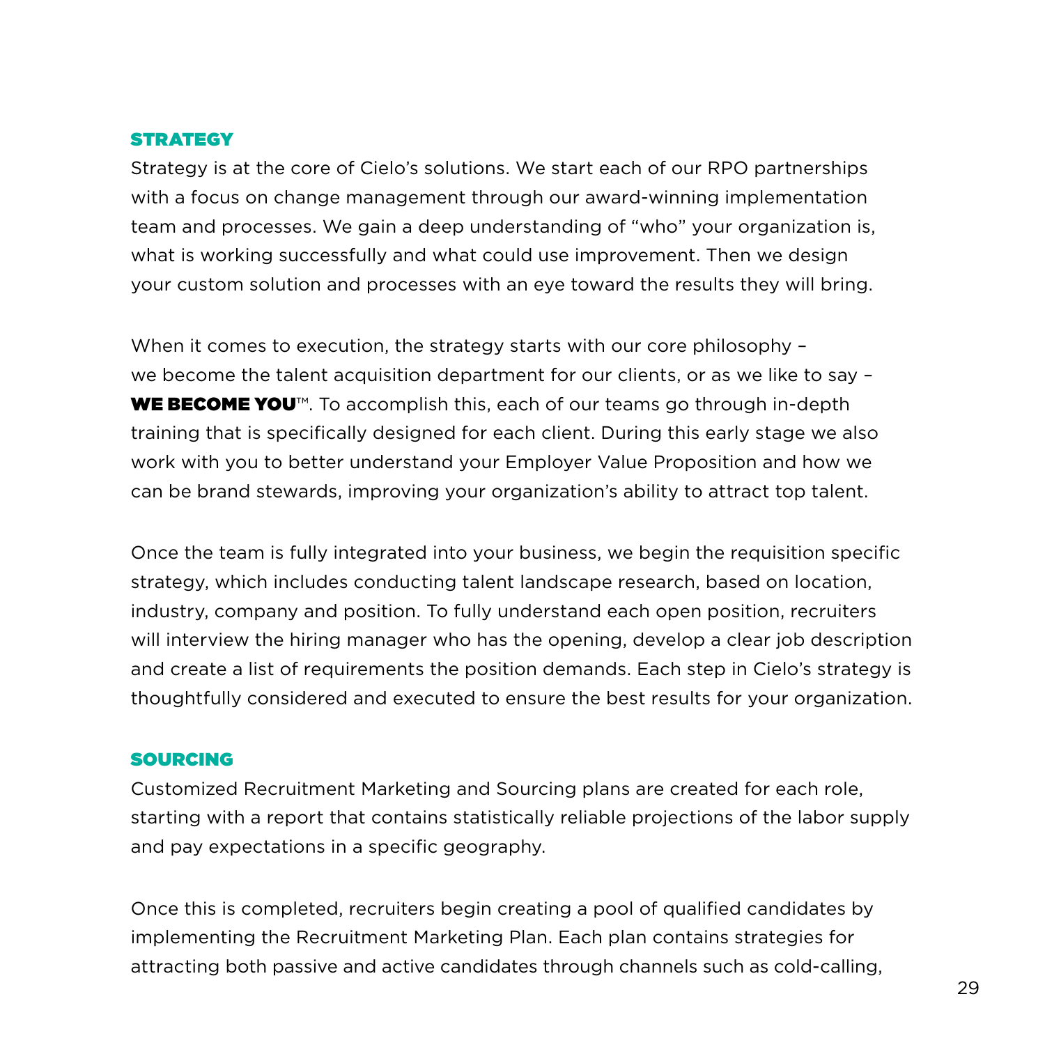## STRATEGY

Strategy is at the core of Cielo's solutions. We start each of our RPO partnerships with a focus on change management through our award-winning implementation team and processes. We gain a deep understanding of "who" your organization is, what is working successfully and what could use improvement. Then we design your custom solution and processes with an eye toward the results they will bring.

When it comes to execution, the strategy starts with our core philosophy – we become the talent acquisition department for our clients, or as we like to say – **WE BECOME YOU**™. To accomplish this, each of our teams go through in-depth training that is specifically designed for each client. During this early stage we also work with you to better understand your Employer Value Proposition and how we can be brand stewards, improving your organization's ability to attract top talent.

Once the team is fully integrated into your business, we begin the requisition specific strategy, which includes conducting talent landscape research, based on location, industry, company and position. To fully understand each open position, recruiters will interview the hiring manager who has the opening, develop a clear job description and create a list of requirements the position demands. Each step in Cielo's strategy is thoughtfully considered and executed to ensure the best results for your organization.

## SOURCING

Customized Recruitment Marketing and Sourcing plans are created for each role, starting with a report that contains statistically reliable projections of the labor supply and pay expectations in a specific geography.

Once this is completed, recruiters begin creating a pool of qualified candidates by implementing the Recruitment Marketing Plan. Each plan contains strategies for attracting both passive and active candidates through channels such as cold-calling,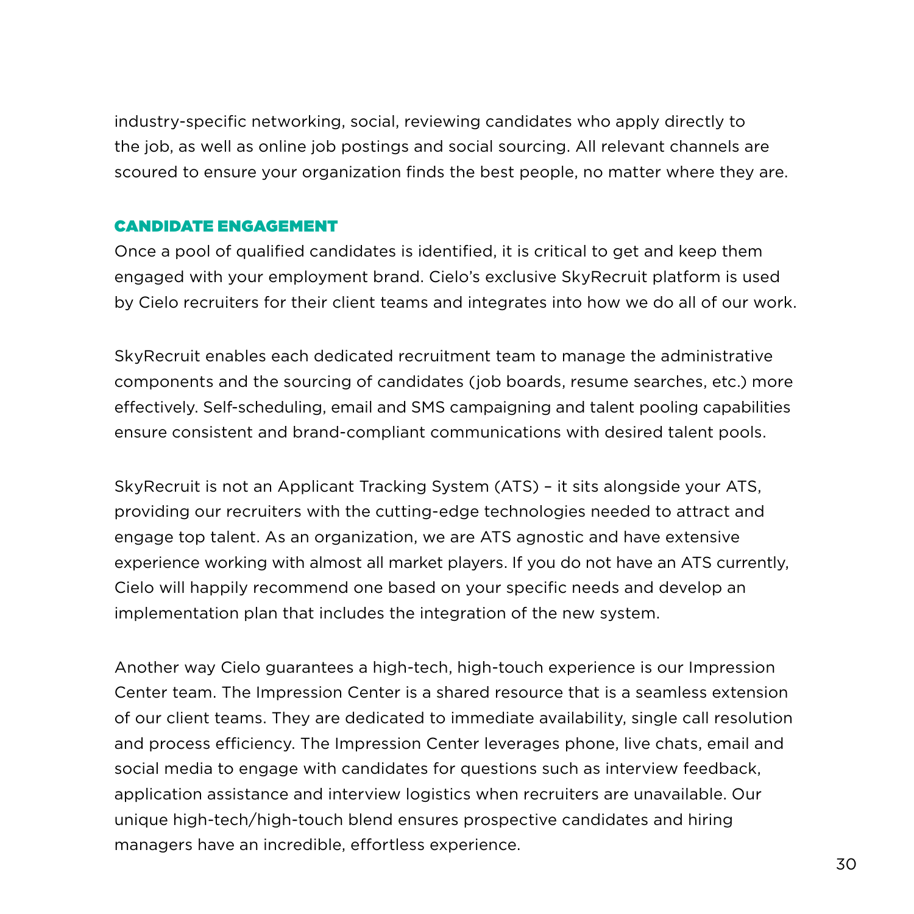industry-specific networking, social, reviewing candidates who apply directly to the job, as well as online job postings and social sourcing. All relevant channels are scoured to ensure your organization finds the best people, no matter where they are.

### CANDIDATE ENGAGEMENT

Once a pool of qualified candidates is identified, it is critical to get and keep them engaged with your employment brand. Cielo's exclusive SkyRecruit platform is used by Cielo recruiters for their client teams and integrates into how we do all of our work.

SkyRecruit enables each dedicated recruitment team to manage the administrative components and the sourcing of candidates (job boards, resume searches, etc.) more effectively. Self-scheduling, email and SMS campaigning and talent pooling capabilities ensure consistent and brand-compliant communications with desired talent pools.

SkyRecruit is not an Applicant Tracking System (ATS) – it sits alongside your ATS, providing our recruiters with the cutting-edge technologies needed to attract and engage top talent. As an organization, we are ATS agnostic and have extensive experience working with almost all market players. If you do not have an ATS currently, Cielo will happily recommend one based on your specific needs and develop an implementation plan that includes the integration of the new system.

Another way Cielo guarantees a high-tech, high-touch experience is our Impression Center team. The Impression Center is a shared resource that is a seamless extension of our client teams. They are dedicated to immediate availability, single call resolution and process efficiency. The Impression Center leverages phone, live chats, email and social media to engage with candidates for questions such as interview feedback, application assistance and interview logistics when recruiters are unavailable. Our unique high-tech/high-touch blend ensures prospective candidates and hiring managers have an incredible, effortless experience.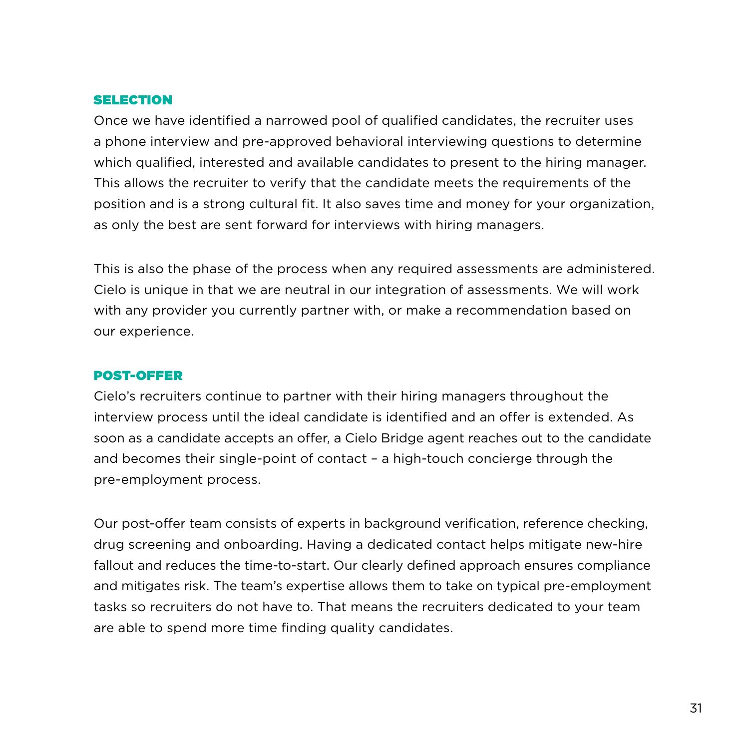## SELECTION

Once we have identified a narrowed pool of qualified candidates, the recruiter uses a phone interview and pre-approved behavioral interviewing questions to determine which qualified, interested and available candidates to present to the hiring manager. This allows the recruiter to verify that the candidate meets the requirements of the position and is a strong cultural fit. It also saves time and money for your organization, as only the best are sent forward for interviews with hiring managers.

This is also the phase of the process when any required assessments are administered. Cielo is unique in that we are neutral in our integration of assessments. We will work with any provider you currently partner with, or make a recommendation based on our experience.

## POST-OFFER

Cielo's recruiters continue to partner with their hiring managers throughout the interview process until the ideal candidate is identified and an offer is extended. As soon as a candidate accepts an offer, a Cielo Bridge agent reaches out to the candidate and becomes their single-point of contact – a high-touch concierge through the pre-employment process.

Our post-offer team consists of experts in background verification, reference checking, drug screening and onboarding. Having a dedicated contact helps mitigate new-hire fallout and reduces the time-to-start. Our clearly defined approach ensures compliance and mitigates risk. The team's expertise allows them to take on typical pre-employment tasks so recruiters do not have to. That means the recruiters dedicated to your team are able to spend more time finding quality candidates.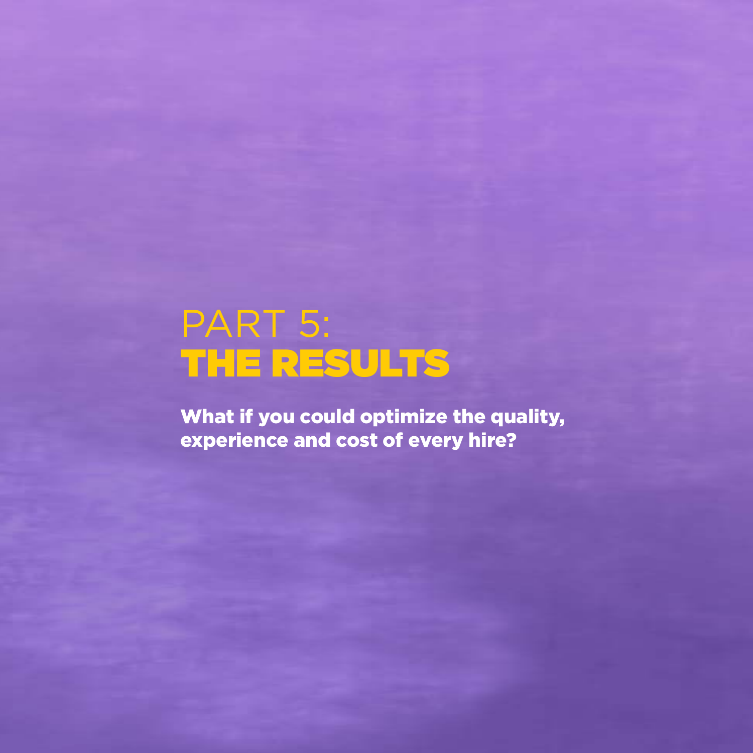# PART 5: THE RESULTS

**What if you could optimize the quality, experience and cost of every hire?**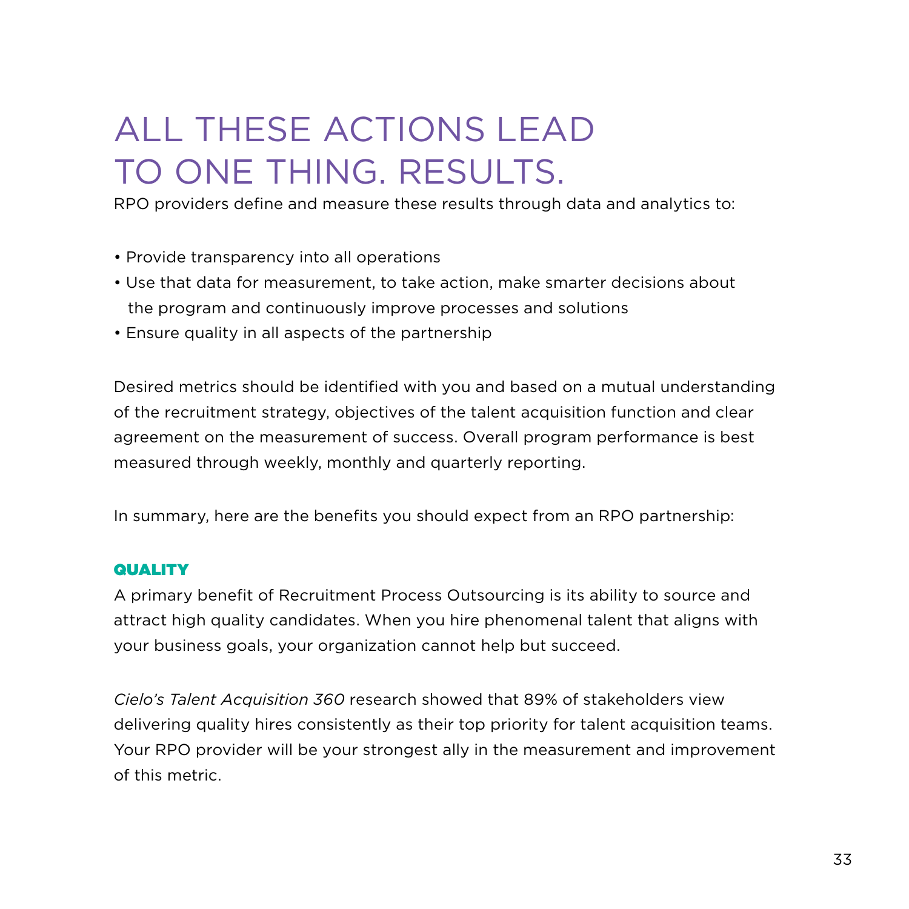# ALL THESE ACTIONS LEAD TO ONE THING. RESULTS.

RPO providers define and measure these results through data and analytics to:

- Provide transparency into all operations
- Use that data for measurement, to take action, make smarter decisions about the program and continuously improve processes and solutions
- Ensure quality in all aspects of the partnership

Desired metrics should be identified with you and based on a mutual understanding of the recruitment strategy, objectives of the talent acquisition function and clear agreement on the measurement of success. Overall program performance is best measured through weekly, monthly and quarterly reporting.

In summary, here are the benefits you should expect from an RPO partnership:

### QUALITY

A primary benefit of Recruitment Process Outsourcing is its ability to source and attract high quality candidates. When you hire phenomenal talent that aligns with your business goals, your organization cannot help but succeed.

*Cielo's Talent Acquisition 360* research showed that 89% of stakeholders view delivering quality hires consistently as their top priority for talent acquisition teams. Your RPO provider will be your strongest ally in the measurement and improvement of this metric.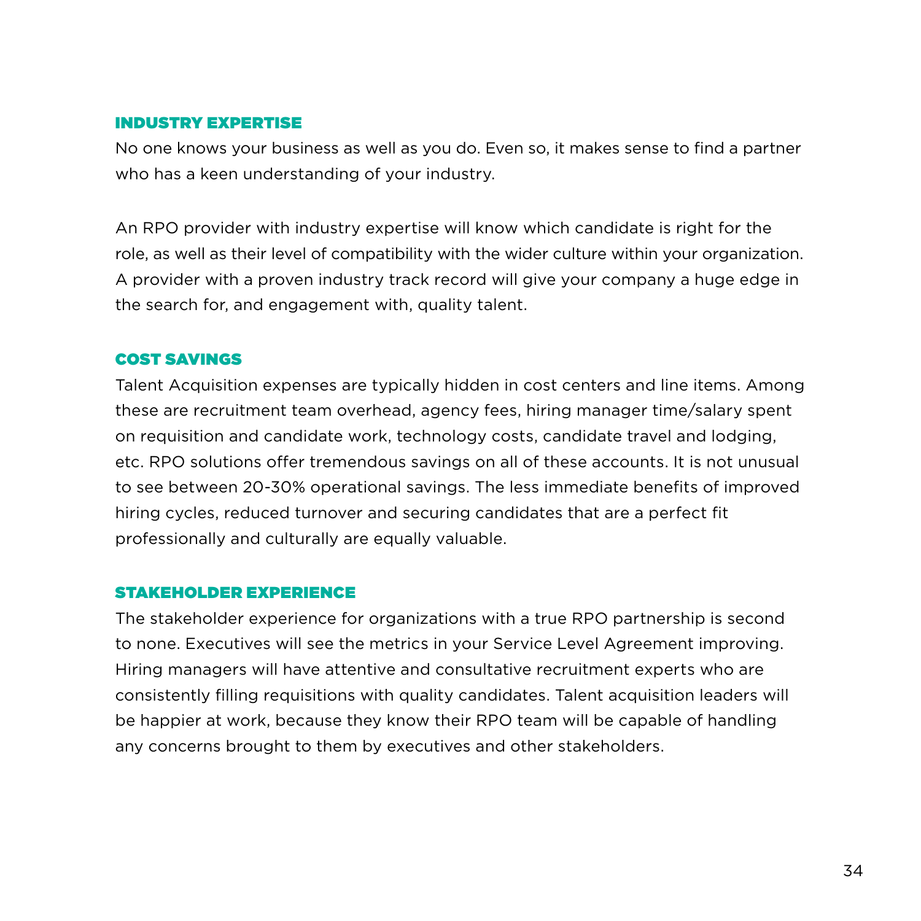### INDUSTRY EXPERTISE

No one knows your business as well as you do. Even so, it makes sense to find a partner who has a keen understanding of your industry.

An RPO provider with industry expertise will know which candidate is right for the role, as well as their level of compatibility with the wider culture within your organization. A provider with a proven industry track record will give your company a huge edge in the search for, and engagement with, quality talent.

### COST SAVINGS

Talent Acquisition expenses are typically hidden in cost centers and line items. Among these are recruitment team overhead, agency fees, hiring manager time/salary spent on requisition and candidate work, technology costs, candidate travel and lodging, etc. RPO solutions offer tremendous savings on all of these accounts. It is not unusual to see between 20-30% operational savings. The less immediate benefits of improved hiring cycles, reduced turnover and securing candidates that are a perfect fit professionally and culturally are equally valuable.

### STAKEHOLDER EXPERIENCE

The stakeholder experience for organizations with a true RPO partnership is second to none. Executives will see the metrics in your Service Level Agreement improving. Hiring managers will have attentive and consultative recruitment experts who are consistently filling requisitions with quality candidates. Talent acquisition leaders will be happier at work, because they know their RPO team will be capable of handling any concerns brought to them by executives and other stakeholders.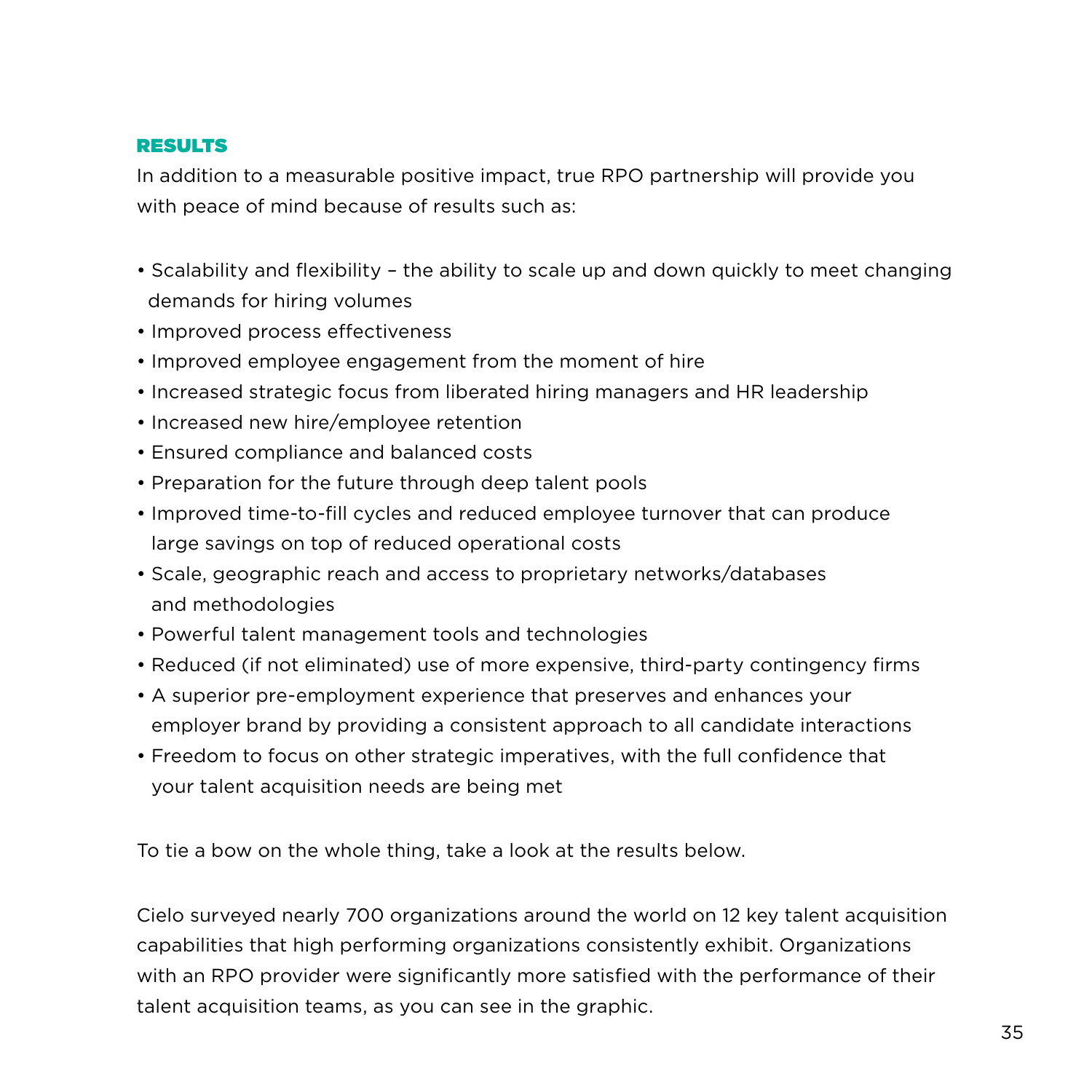## RESULTS

In addition to a measurable positive impact, true RPO partnership will provide you with peace of mind because of results such as:

- Scalability and flexibility – the ability to scale up and down quickly to meet changing demands for hiring volumes
- Improved process effectiveness
- Improved employee engagement from the moment of hire
- Increased strategic focus from liberated hiring managers and HR leadership
- Increased new hire/employee retention
- Ensured compliance and balanced costs
- Preparation for the future through deep talent pools
- Improved time-to-fill cycles and reduced employee turnover that can produce large savings on top of reduced operational costs
- Scale, geographic reach and access to proprietary networks/databases and methodologies
- Powerful talent management tools and technologies
- Reduced (if not eliminated) use of more expensive, third-party contingency firms
- A superior pre-employment experience that preserves and enhances your employer brand by providing a consistent approach to all candidate interactions
- Freedom to focus on other strategic imperatives, with the full confidence that your talent acquisition needs are being met

To tie a bow on the whole thing, take a look at the results below.

Cielo surveyed nearly 700 organizations around the world on 12 key talent acquisition capabilities that high performing organizations consistently exhibit. Organizations with an RPO provider were significantly more satisfied with the performance of their talent acquisition teams, as you can see in the graphic.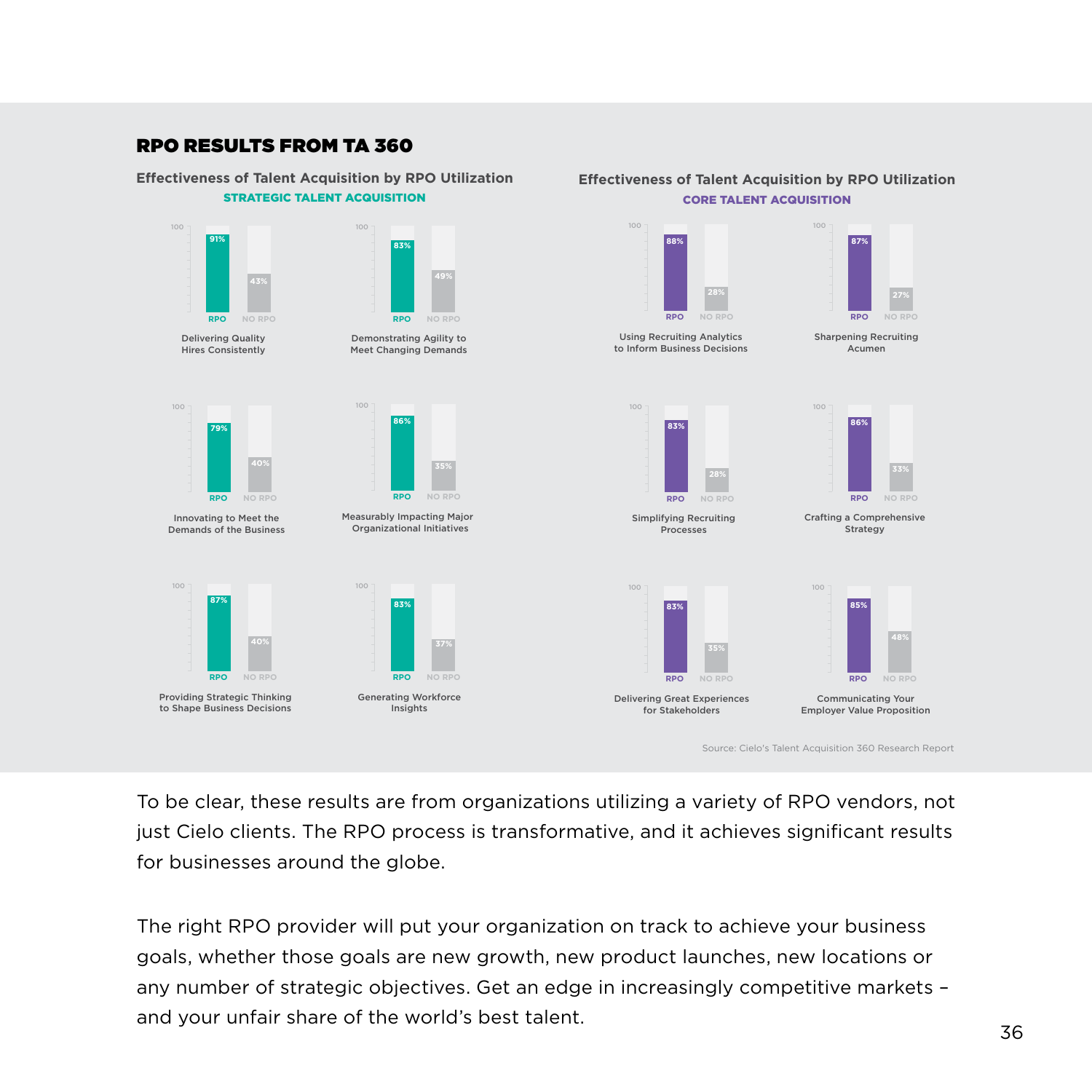## RPO RESULTS FROM TA 360

### Effectiveness of Talent Acquisition by RPO Utilization

**STRATEGIC TALENT ACQUISITION**

| Measure | RPO | NO RPO |
|---|---|---|
| Delivering Quality Hires Consistently | 91% | 43% |
| Demonstrating Agility to Meet Changing Demands | 83% | 49% |
| Innovating to Meet the Demands of the Business | 79% | 40% |
| Measurably Impacting Major Organizational Initiatives | 86% | 35% |
| Providing Strategic Thinking to Shape Business Decisions | 87% | 40% |
| Generating Workforce Insights | 83% | 37% |

### Effectiveness of Talent Acquisition by RPO Utilization

**CORE TALENT ACQUISITION**

| Measure | RPO | NO RPO |
|---|---|---|
| Using Recruiting Analytics to Inform Business Decisions | 88% | 28% |
| Sharpening Recruiting Acumen | 87% | 27% |
| Simplifying Recruiting Processes | 83% | 28% |
| Crafting a Comprehensive Strategy | 86% | 33% |
| Delivering Great Experiences for Stakeholders | 83% | 35% |
| Communicating Your Employer Value Proposition | 85% | 48% |

Source: Cielo's Talent Acquisition 360 Research Report

To be clear, these results are from organizations utilizing a variety of RPO vendors, not just Cielo clients. The RPO process is transformative, and it achieves significant results for businesses around the globe.

The right RPO provider will put your organization on track to achieve your business goals, whether those goals are new growth, new product launches, new locations or any number of strategic objectives. Get an edge in increasingly competitive markets – and your unfair share of the world's best talent.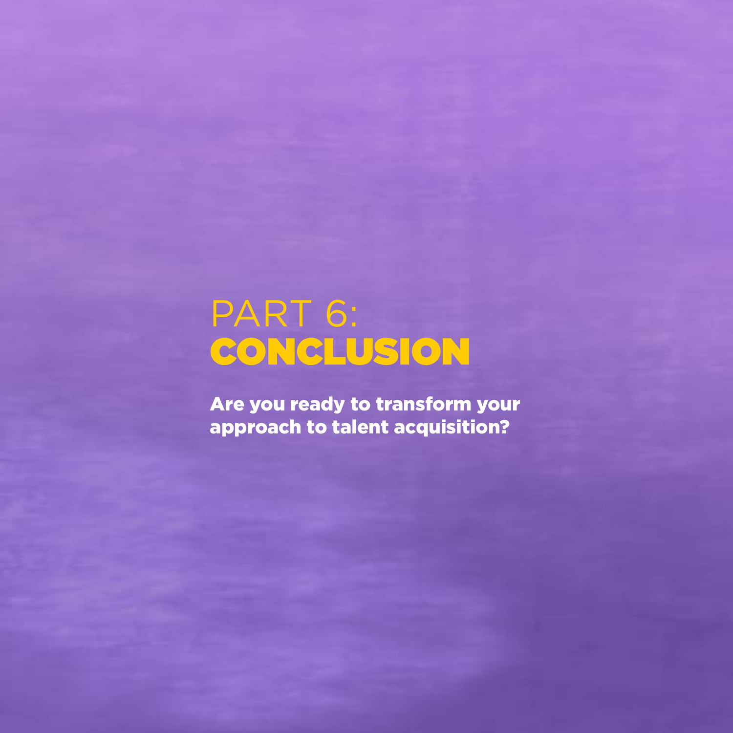# PART 6: CONCLUSION

**Are you ready to transform your approach to talent acquisition?**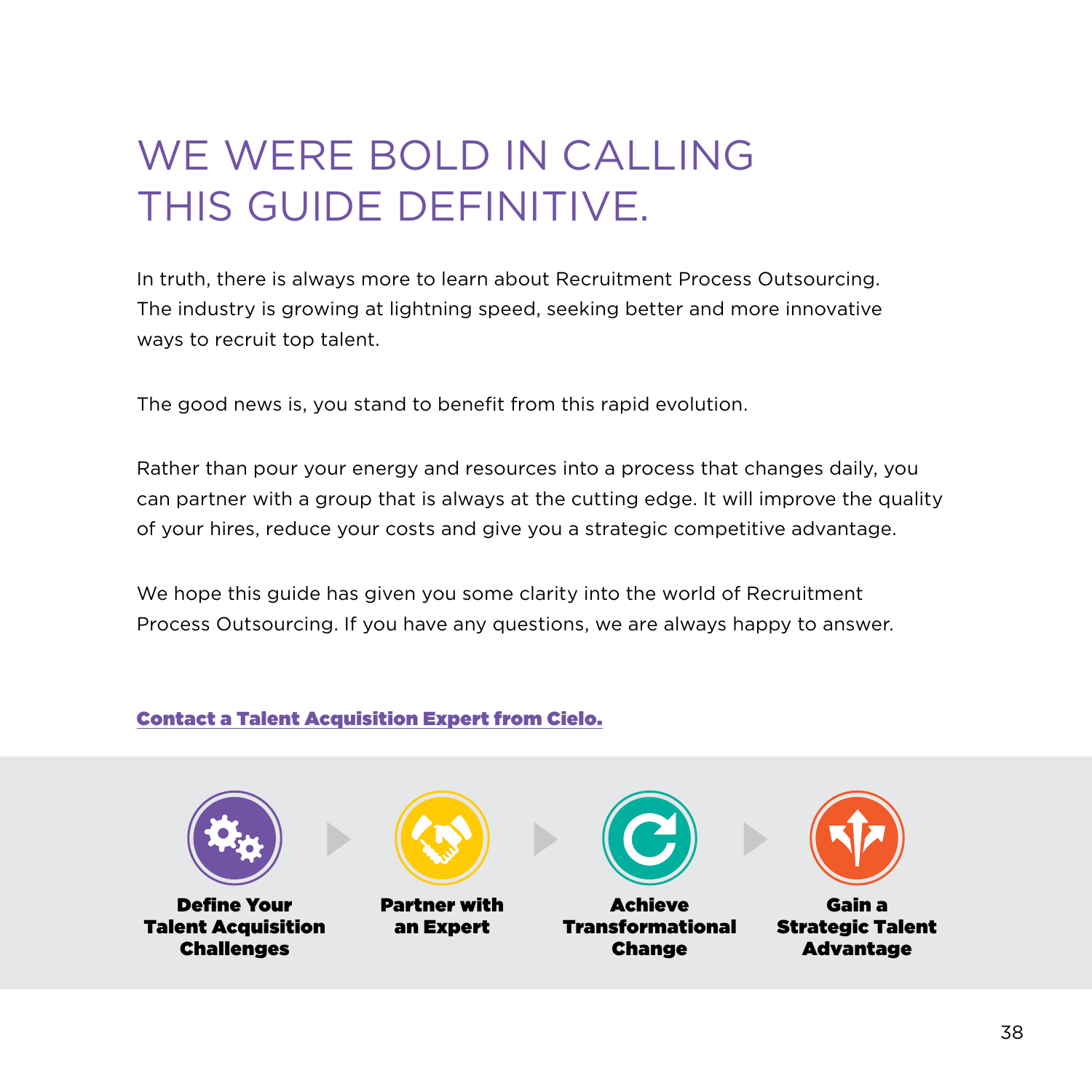# WE WERE BOLD IN CALLING THIS GUIDE DEFINITIVE.

In truth, there is always more to learn about Recruitment Process Outsourcing. The industry is growing at lightning speed, seeking better and more innovative ways to recruit top talent.

The good news is, you stand to benefit from this rapid evolution.

Rather than pour your energy and resources into a process that changes daily, you can partner with a group that is always at the cutting edge. It will improve the quality of your hires, reduce your costs and give you a strategic competitive advantage.

We hope this guide has given you some clarity into the world of Recruitment Process Outsourcing. If you have any questions, we are always happy to answer.

**Contact a Talent Acquisition Expert from Cielo.**

**Define Your Talent Acquisition Challenges** → **Partner with an Expert** → **Achieve Transformational Change** → **Gain a Strategic Talent Advantage**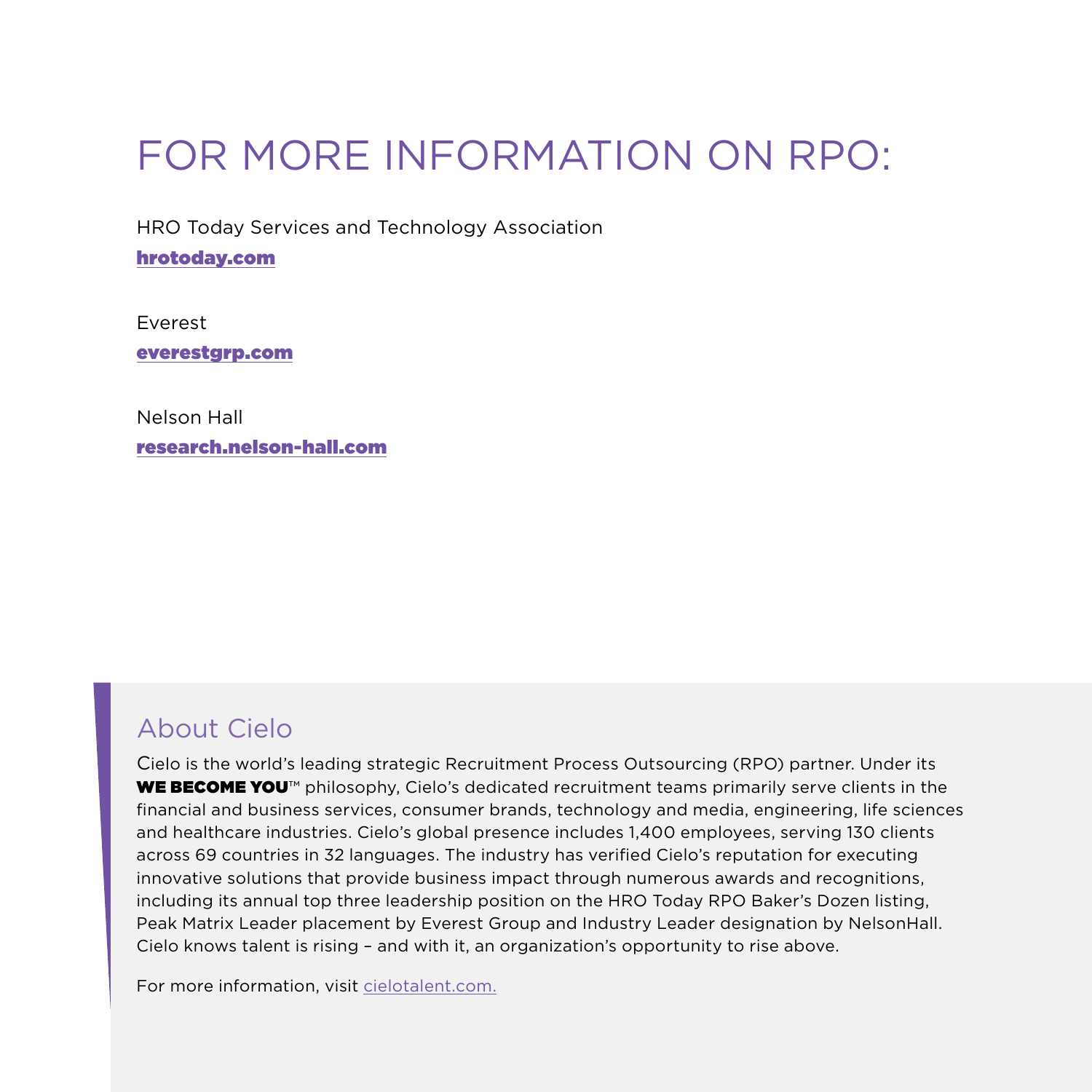# FOR MORE INFORMATION ON RPO:

HRO Today Services and Technology Association

**hrotoday.com**

Everest

**everestgrp.com**

Nelson Hall

**research.nelson-hall.com**

## About Cielo

Cielo is the world's leading strategic Recruitment Process Outsourcing (RPO) partner. Under its **WE BECOME YOU**™ philosophy, Cielo's dedicated recruitment teams primarily serve clients in the financial and business services, consumer brands, technology and media, engineering, life sciences and healthcare industries. Cielo's global presence includes 1,400 employees, serving 130 clients across 69 countries in 32 languages. The industry has verified Cielo's reputation for executing innovative solutions that provide business impact through numerous awards and recognitions, including its annual top three leadership position on the HRO Today RPO Baker's Dozen listing, Peak Matrix Leader placement by Everest Group and Industry Leader designation by NelsonHall. Cielo knows talent is rising – and with it, an organization's opportunity to rise above.

For more information, visit cielotalent.com.